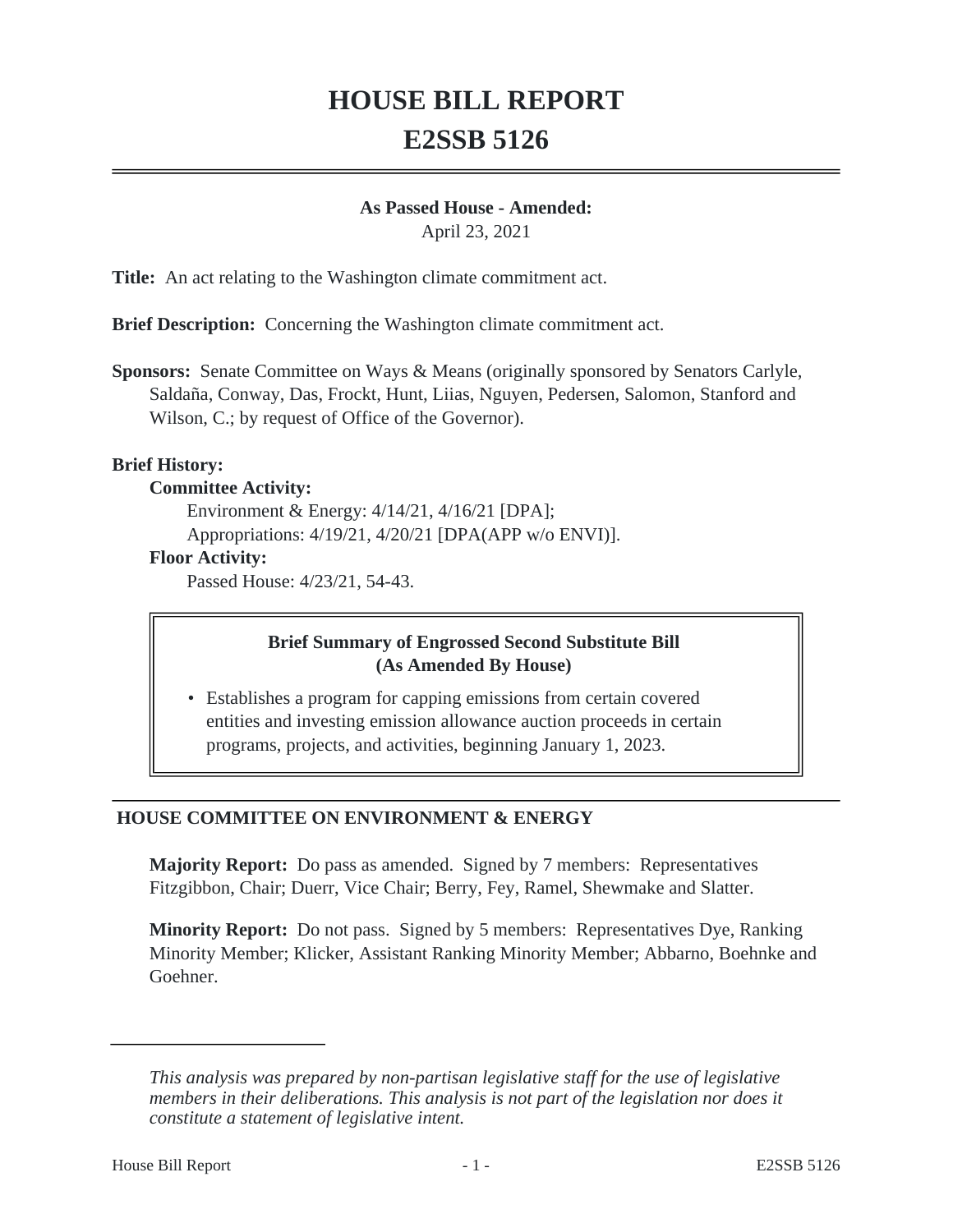# HOUSE BILL REPORT
# E2SSB 5126

**As Passed House - Amended:**
April 23, 2021

**Title:** An act relating to the Washington climate commitment act.

**Brief Description:** Concerning the Washington climate commitment act.

**Sponsors:** Senate Committee on Ways & Means (originally sponsored by Senators Carlyle, Saldaña, Conway, Das, Frockt, Hunt, Liias, Nguyen, Pedersen, Salomon, Stanford and Wilson, C.; by request of Office of the Governor).

**Brief History:**

**Committee Activity:**

Environment & Energy: 4/14/21, 4/16/21 [DPA];

Appropriations: 4/19/21, 4/20/21 [DPA(APP w/o ENVI)].

**Floor Activity:**

Passed House: 4/23/21, 54-43.

**Brief Summary of Engrossed Second Substitute Bill (As Amended By House)**

- Establishes a program for capping emissions from certain covered entities and investing emission allowance auction proceeds in certain programs, projects, and activities, beginning January 1, 2023.

## HOUSE COMMITTEE ON ENVIRONMENT & ENERGY

**Majority Report:** Do pass as amended. Signed by 7 members: Representatives Fitzgibbon, Chair; Duerr, Vice Chair; Berry, Fey, Ramel, Shewmake and Slatter.

**Minority Report:** Do not pass. Signed by 5 members: Representatives Dye, Ranking Minority Member; Klicker, Assistant Ranking Minority Member; Abbarno, Boehnke and Goehner.

*This analysis was prepared by non-partisan legislative staff for the use of legislative members in their deliberations. This analysis is not part of the legislation nor does it constitute a statement of legislative intent.*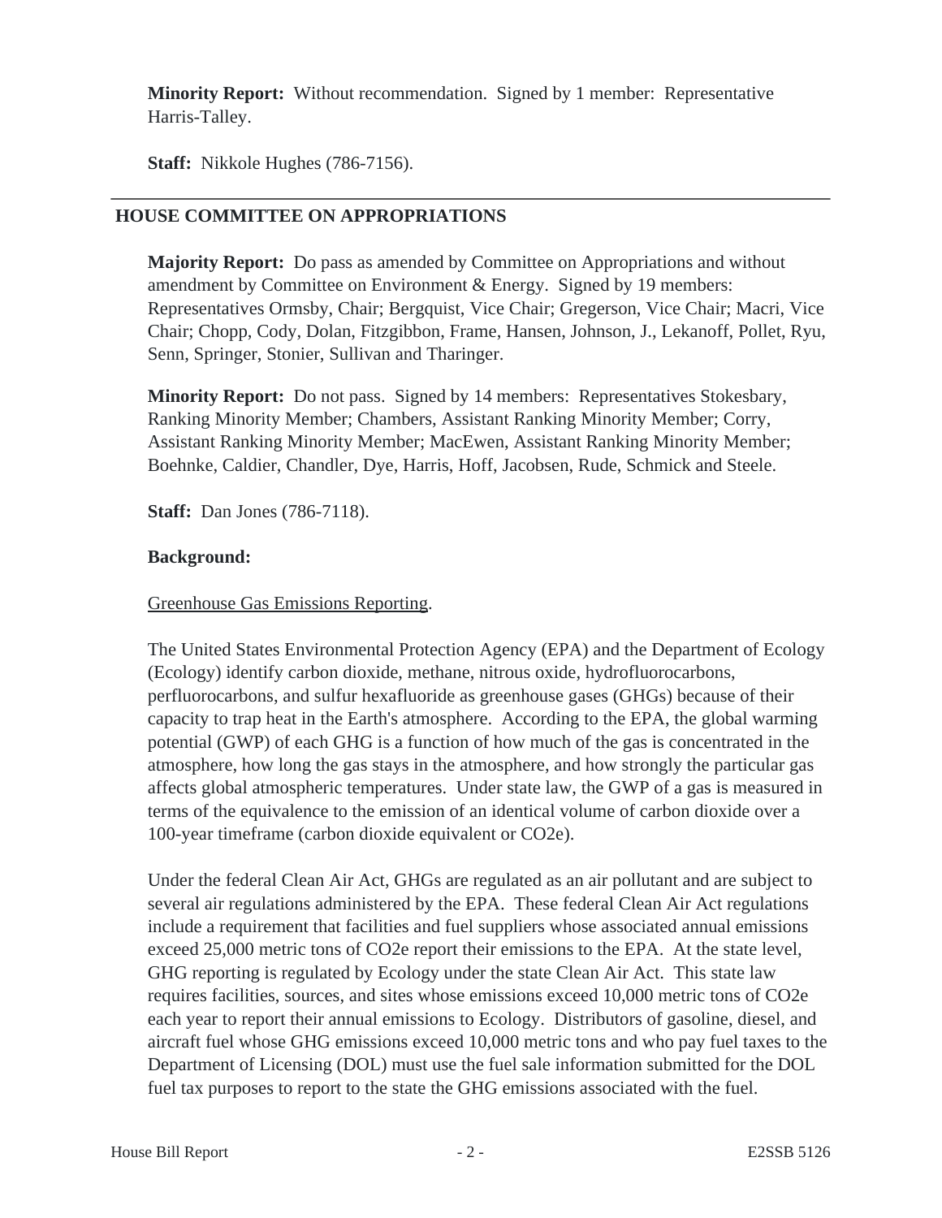**Minority Report:** Without recommendation. Signed by 1 member: Representative Harris-Talley.

**Staff:** Nikkole Hughes (786-7156).

---

## HOUSE COMMITTEE ON APPROPRIATIONS

**Majority Report:** Do pass as amended by Committee on Appropriations and without amendment by Committee on Environment & Energy. Signed by 19 members: Representatives Ormsby, Chair; Bergquist, Vice Chair; Gregerson, Vice Chair; Macri, Vice Chair; Chopp, Cody, Dolan, Fitzgibbon, Frame, Hansen, Johnson, J., Lekanoff, Pollet, Ryu, Senn, Springer, Stonier, Sullivan and Tharinger.

**Minority Report:** Do not pass. Signed by 14 members: Representatives Stokesbary, Ranking Minority Member; Chambers, Assistant Ranking Minority Member; Corry, Assistant Ranking Minority Member; MacEwen, Assistant Ranking Minority Member; Boehnke, Caldier, Chandler, Dye, Harris, Hoff, Jacobsen, Rude, Schmick and Steele.

**Staff:** Dan Jones (786-7118).

**Background:**

Greenhouse Gas Emissions Reporting.

The United States Environmental Protection Agency (EPA) and the Department of Ecology (Ecology) identify carbon dioxide, methane, nitrous oxide, hydrofluorocarbons, perfluorocarbons, and sulfur hexafluoride as greenhouse gases (GHGs) because of their capacity to trap heat in the Earth's atmosphere. According to the EPA, the global warming potential (GWP) of each GHG is a function of how much of the gas is concentrated in the atmosphere, how long the gas stays in the atmosphere, and how strongly the particular gas affects global atmospheric temperatures. Under state law, the GWP of a gas is measured in terms of the equivalence to the emission of an identical volume of carbon dioxide over a 100-year timeframe (carbon dioxide equivalent or CO2e).

Under the federal Clean Air Act, GHGs are regulated as an air pollutant and are subject to several air regulations administered by the EPA. These federal Clean Air Act regulations include a requirement that facilities and fuel suppliers whose associated annual emissions exceed 25,000 metric tons of CO2e report their emissions to the EPA. At the state level, GHG reporting is regulated by Ecology under the state Clean Air Act. This state law requires facilities, sources, and sites whose emissions exceed 10,000 metric tons of CO2e each year to report their annual emissions to Ecology. Distributors of gasoline, diesel, and aircraft fuel whose GHG emissions exceed 10,000 metric tons and who pay fuel taxes to the Department of Licensing (DOL) must use the fuel sale information submitted for the DOL fuel tax purposes to report to the state the GHG emissions associated with the fuel.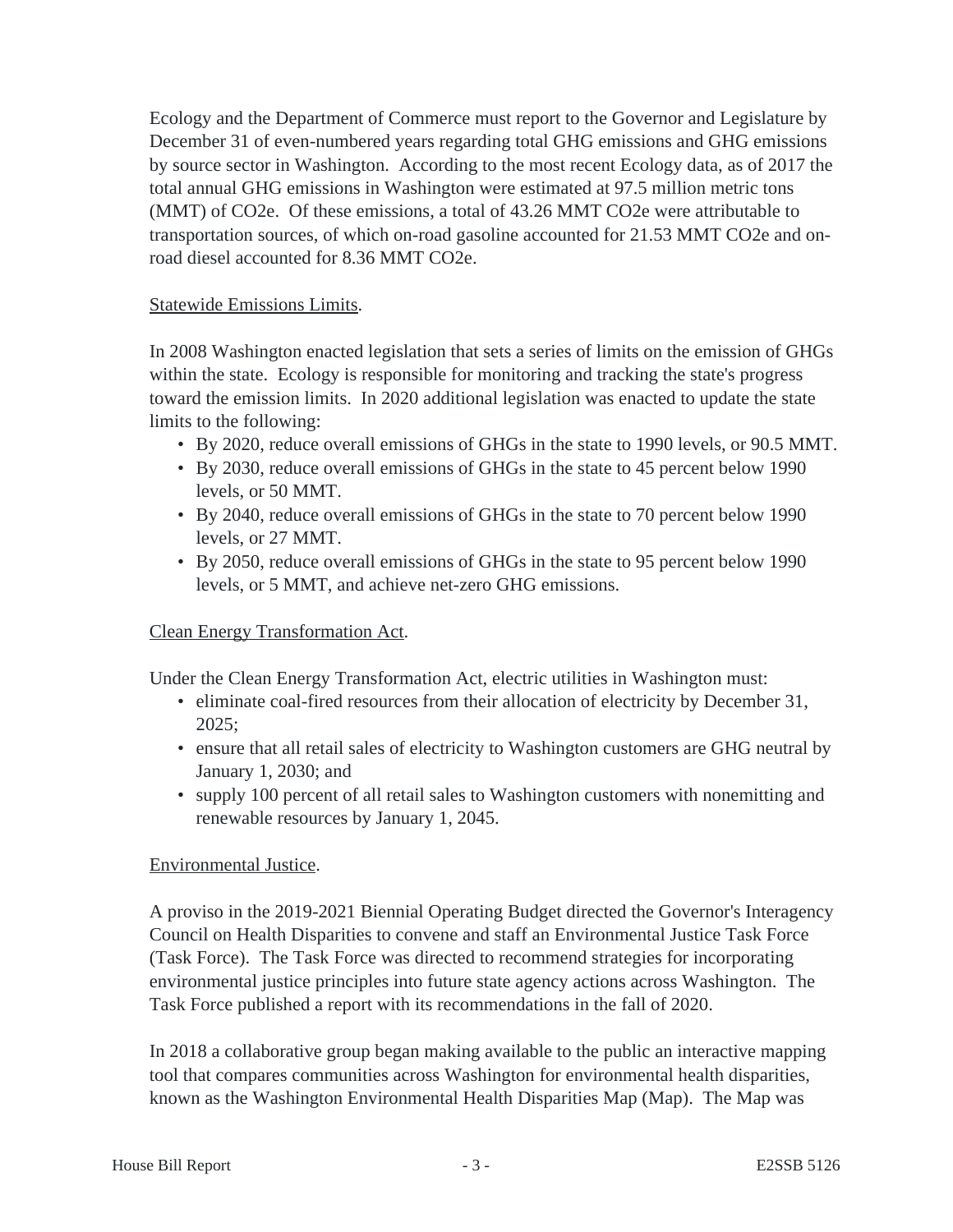Ecology and the Department of Commerce must report to the Governor and Legislature by December 31 of even-numbered years regarding total GHG emissions and GHG emissions by source sector in Washington. According to the most recent Ecology data, as of 2017 the total annual GHG emissions in Washington were estimated at 97.5 million metric tons (MMT) of CO2e. Of these emissions, a total of 43.26 MMT CO2e were attributable to transportation sources, of which on-road gasoline accounted for 21.53 MMT CO2e and on-road diesel accounted for 8.36 MMT CO2e.

Statewide Emissions Limits.

In 2008 Washington enacted legislation that sets a series of limits on the emission of GHGs within the state. Ecology is responsible for monitoring and tracking the state's progress toward the emission limits. In 2020 additional legislation was enacted to update the state limits to the following:

- By 2020, reduce overall emissions of GHGs in the state to 1990 levels, or 90.5 MMT.
- By 2030, reduce overall emissions of GHGs in the state to 45 percent below 1990 levels, or 50 MMT.
- By 2040, reduce overall emissions of GHGs in the state to 70 percent below 1990 levels, or 27 MMT.
- By 2050, reduce overall emissions of GHGs in the state to 95 percent below 1990 levels, or 5 MMT, and achieve net-zero GHG emissions.

Clean Energy Transformation Act.

Under the Clean Energy Transformation Act, electric utilities in Washington must:

- eliminate coal-fired resources from their allocation of electricity by December 31, 2025;
- ensure that all retail sales of electricity to Washington customers are GHG neutral by January 1, 2030; and
- supply 100 percent of all retail sales to Washington customers with nonemitting and renewable resources by January 1, 2045.

Environmental Justice.

A proviso in the 2019-2021 Biennial Operating Budget directed the Governor's Interagency Council on Health Disparities to convene and staff an Environmental Justice Task Force (Task Force). The Task Force was directed to recommend strategies for incorporating environmental justice principles into future state agency actions across Washington. The Task Force published a report with its recommendations in the fall of 2020.

In 2018 a collaborative group began making available to the public an interactive mapping tool that compares communities across Washington for environmental health disparities, known as the Washington Environmental Health Disparities Map (Map). The Map was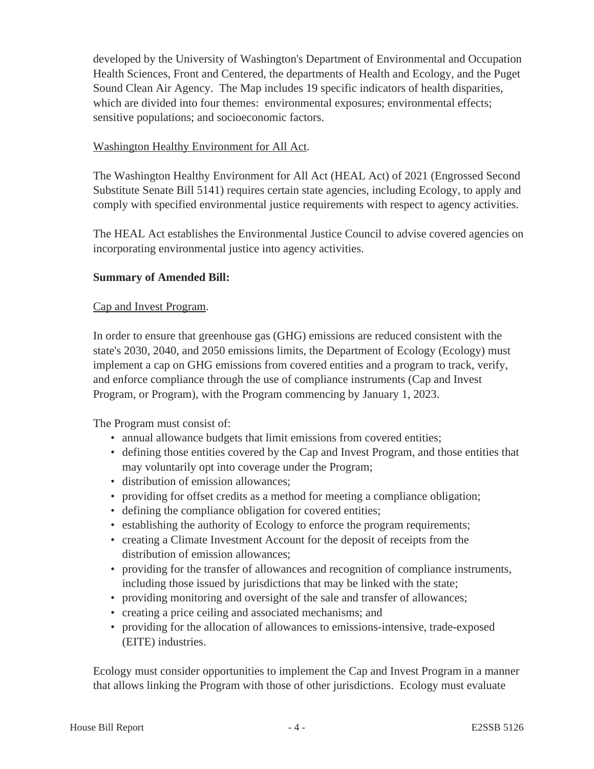developed by the University of Washington's Department of Environmental and Occupation Health Sciences, Front and Centered, the departments of Health and Ecology, and the Puget Sound Clean Air Agency. The Map includes 19 specific indicators of health disparities, which are divided into four themes: environmental exposures; environmental effects; sensitive populations; and socioeconomic factors.

Washington Healthy Environment for All Act.

The Washington Healthy Environment for All Act (HEAL Act) of 2021 (Engrossed Second Substitute Senate Bill 5141) requires certain state agencies, including Ecology, to apply and comply with specified environmental justice requirements with respect to agency activities.

The HEAL Act establishes the Environmental Justice Council to advise covered agencies on incorporating environmental justice into agency activities.

**Summary of Amended Bill:**

Cap and Invest Program.

In order to ensure that greenhouse gas (GHG) emissions are reduced consistent with the state's 2030, 2040, and 2050 emissions limits, the Department of Ecology (Ecology) must implement a cap on GHG emissions from covered entities and a program to track, verify, and enforce compliance through the use of compliance instruments (Cap and Invest Program, or Program), with the Program commencing by January 1, 2023.

The Program must consist of:

- annual allowance budgets that limit emissions from covered entities;
- defining those entities covered by the Cap and Invest Program, and those entities that may voluntarily opt into coverage under the Program;
- distribution of emission allowances;
- providing for offset credits as a method for meeting a compliance obligation;
- defining the compliance obligation for covered entities;
- establishing the authority of Ecology to enforce the program requirements;
- creating a Climate Investment Account for the deposit of receipts from the distribution of emission allowances;
- providing for the transfer of allowances and recognition of compliance instruments, including those issued by jurisdictions that may be linked with the state;
- providing monitoring and oversight of the sale and transfer of allowances;
- creating a price ceiling and associated mechanisms; and
- providing for the allocation of allowances to emissions-intensive, trade-exposed (EITE) industries.

Ecology must consider opportunities to implement the Cap and Invest Program in a manner that allows linking the Program with those of other jurisdictions. Ecology must evaluate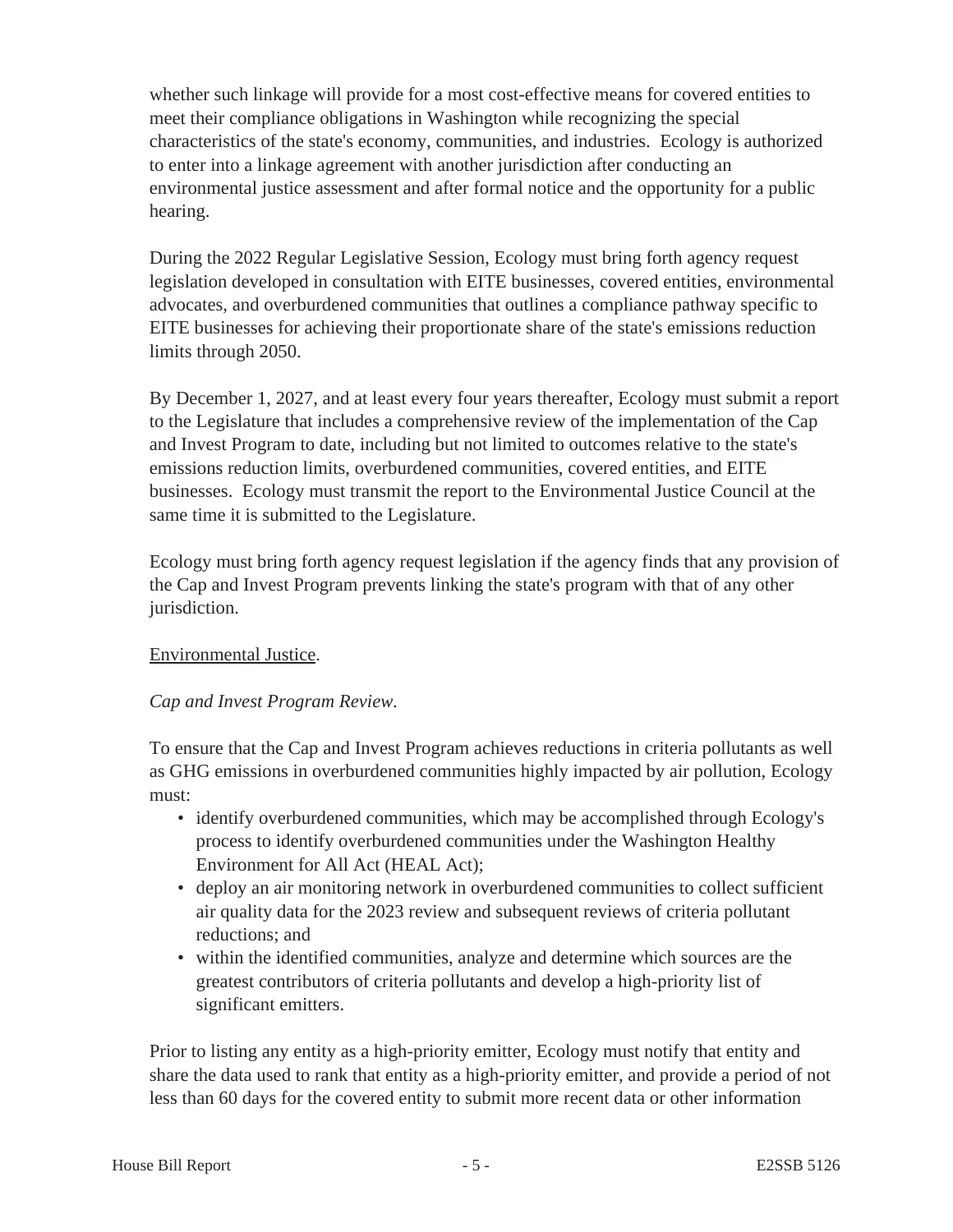whether such linkage will provide for a most cost-effective means for covered entities to meet their compliance obligations in Washington while recognizing the special characteristics of the state's economy, communities, and industries. Ecology is authorized to enter into a linkage agreement with another jurisdiction after conducting an environmental justice assessment and after formal notice and the opportunity for a public hearing.

During the 2022 Regular Legislative Session, Ecology must bring forth agency request legislation developed in consultation with EITE businesses, covered entities, environmental advocates, and overburdened communities that outlines a compliance pathway specific to EITE businesses for achieving their proportionate share of the state's emissions reduction limits through 2050.

By December 1, 2027, and at least every four years thereafter, Ecology must submit a report to the Legislature that includes a comprehensive review of the implementation of the Cap and Invest Program to date, including but not limited to outcomes relative to the state's emissions reduction limits, overburdened communities, covered entities, and EITE businesses. Ecology must transmit the report to the Environmental Justice Council at the same time it is submitted to the Legislature.

Ecology must bring forth agency request legislation if the agency finds that any provision of the Cap and Invest Program prevents linking the state's program with that of any other jurisdiction.

<u>Environmental Justice</u>.

*Cap and Invest Program Review.*

To ensure that the Cap and Invest Program achieves reductions in criteria pollutants as well as GHG emissions in overburdened communities highly impacted by air pollution, Ecology must:

- identify overburdened communities, which may be accomplished through Ecology's process to identify overburdened communities under the Washington Healthy Environment for All Act (HEAL Act);
- deploy an air monitoring network in overburdened communities to collect sufficient air quality data for the 2023 review and subsequent reviews of criteria pollutant reductions; and
- within the identified communities, analyze and determine which sources are the greatest contributors of criteria pollutants and develop a high-priority list of significant emitters.

Prior to listing any entity as a high-priority emitter, Ecology must notify that entity and share the data used to rank that entity as a high-priority emitter, and provide a period of not less than 60 days for the covered entity to submit more recent data or other information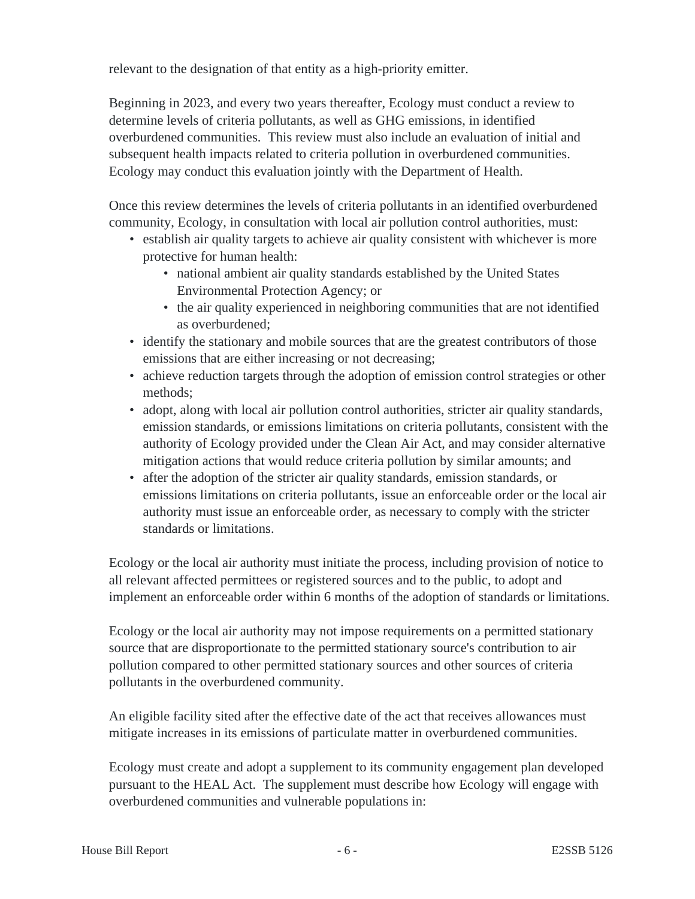relevant to the designation of that entity as a high-priority emitter.

Beginning in 2023, and every two years thereafter, Ecology must conduct a review to determine levels of criteria pollutants, as well as GHG emissions, in identified overburdened communities. This review must also include an evaluation of initial and subsequent health impacts related to criteria pollution in overburdened communities. Ecology may conduct this evaluation jointly with the Department of Health.

Once this review determines the levels of criteria pollutants in an identified overburdened community, Ecology, in consultation with local air pollution control authorities, must:

- establish air quality targets to achieve air quality consistent with whichever is more protective for human health:
  - national ambient air quality standards established by the United States Environmental Protection Agency; or
  - the air quality experienced in neighboring communities that are not identified as overburdened;
- identify the stationary and mobile sources that are the greatest contributors of those emissions that are either increasing or not decreasing;
- achieve reduction targets through the adoption of emission control strategies or other methods;
- adopt, along with local air pollution control authorities, stricter air quality standards, emission standards, or emissions limitations on criteria pollutants, consistent with the authority of Ecology provided under the Clean Air Act, and may consider alternative mitigation actions that would reduce criteria pollution by similar amounts; and
- after the adoption of the stricter air quality standards, emission standards, or emissions limitations on criteria pollutants, issue an enforceable order or the local air authority must issue an enforceable order, as necessary to comply with the stricter standards or limitations.

Ecology or the local air authority must initiate the process, including provision of notice to all relevant affected permittees or registered sources and to the public, to adopt and implement an enforceable order within 6 months of the adoption of standards or limitations.

Ecology or the local air authority may not impose requirements on a permitted stationary source that are disproportionate to the permitted stationary source's contribution to air pollution compared to other permitted stationary sources and other sources of criteria pollutants in the overburdened community.

An eligible facility sited after the effective date of the act that receives allowances must mitigate increases in its emissions of particulate matter in overburdened communities.

Ecology must create and adopt a supplement to its community engagement plan developed pursuant to the HEAL Act. The supplement must describe how Ecology will engage with overburdened communities and vulnerable populations in: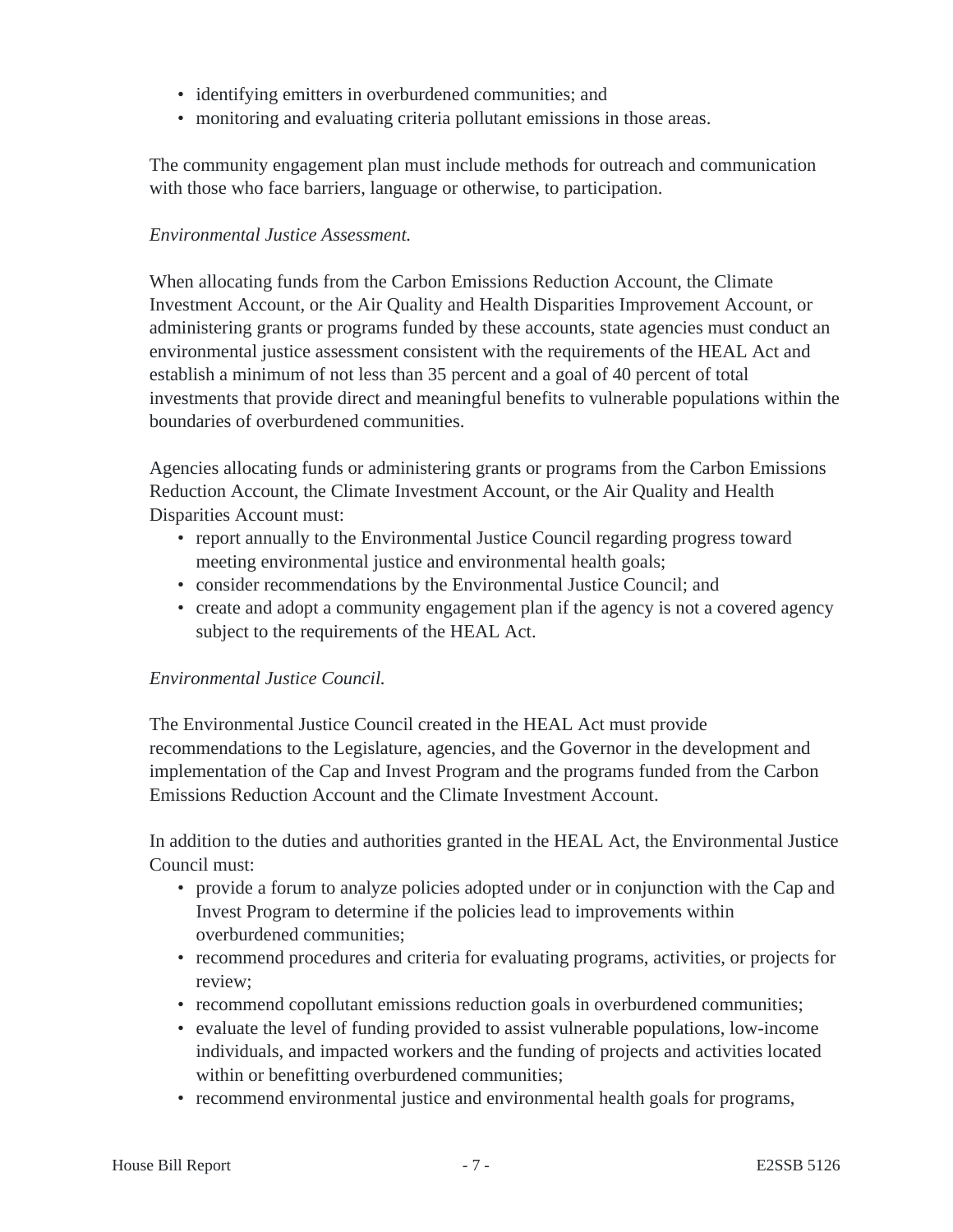- identifying emitters in overburdened communities; and
- monitoring and evaluating criteria pollutant emissions in those areas.

The community engagement plan must include methods for outreach and communication with those who face barriers, language or otherwise, to participation.

*Environmental Justice Assessment.*

When allocating funds from the Carbon Emissions Reduction Account, the Climate Investment Account, or the Air Quality and Health Disparities Improvement Account, or administering grants or programs funded by these accounts, state agencies must conduct an environmental justice assessment consistent with the requirements of the HEAL Act and establish a minimum of not less than 35 percent and a goal of 40 percent of total investments that provide direct and meaningful benefits to vulnerable populations within the boundaries of overburdened communities.

Agencies allocating funds or administering grants or programs from the Carbon Emissions Reduction Account, the Climate Investment Account, or the Air Quality and Health Disparities Account must:

- report annually to the Environmental Justice Council regarding progress toward meeting environmental justice and environmental health goals;
- consider recommendations by the Environmental Justice Council; and
- create and adopt a community engagement plan if the agency is not a covered agency subject to the requirements of the HEAL Act.

*Environmental Justice Council.*

The Environmental Justice Council created in the HEAL Act must provide recommendations to the Legislature, agencies, and the Governor in the development and implementation of the Cap and Invest Program and the programs funded from the Carbon Emissions Reduction Account and the Climate Investment Account.

In addition to the duties and authorities granted in the HEAL Act, the Environmental Justice Council must:

- provide a forum to analyze policies adopted under or in conjunction with the Cap and Invest Program to determine if the policies lead to improvements within overburdened communities;
- recommend procedures and criteria for evaluating programs, activities, or projects for review;
- recommend copollutant emissions reduction goals in overburdened communities;
- evaluate the level of funding provided to assist vulnerable populations, low-income individuals, and impacted workers and the funding of projects and activities located within or benefitting overburdened communities;
- recommend environmental justice and environmental health goals for programs,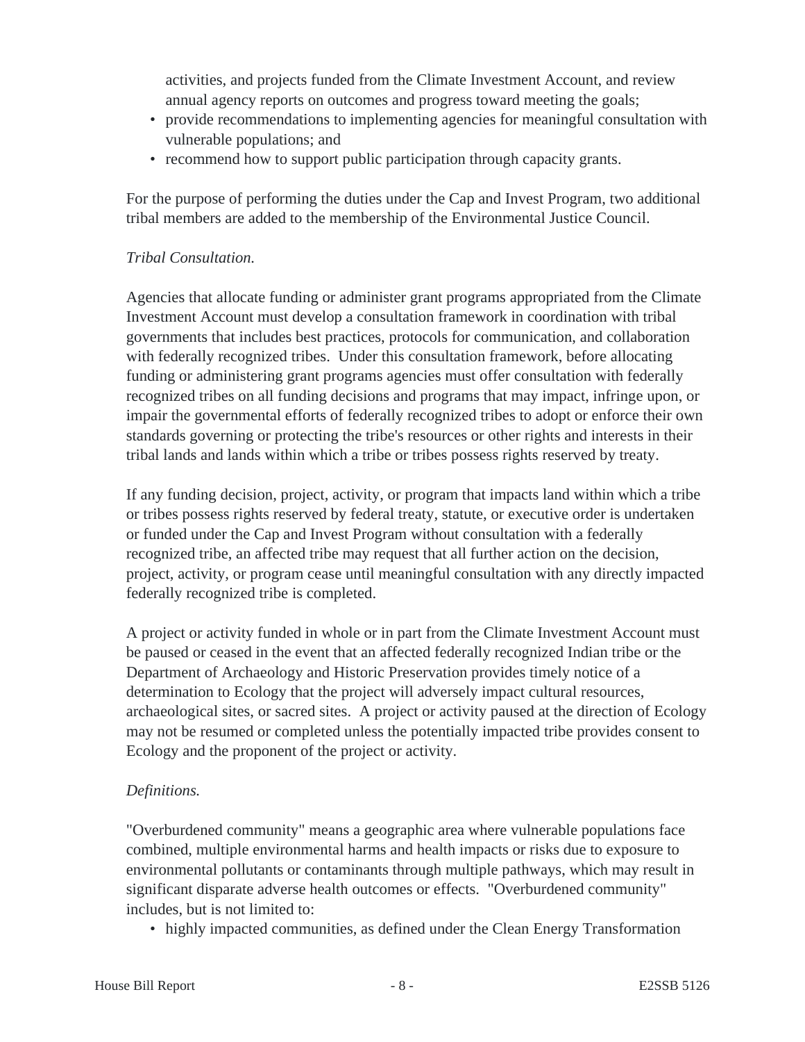activities, and projects funded from the Climate Investment Account, and review annual agency reports on outcomes and progress toward meeting the goals;
- provide recommendations to implementing agencies for meaningful consultation with vulnerable populations; and
- recommend how to support public participation through capacity grants.

For the purpose of performing the duties under the Cap and Invest Program, two additional tribal members are added to the membership of the Environmental Justice Council.

*Tribal Consultation.*

Agencies that allocate funding or administer grant programs appropriated from the Climate Investment Account must develop a consultation framework in coordination with tribal governments that includes best practices, protocols for communication, and collaboration with federally recognized tribes. Under this consultation framework, before allocating funding or administering grant programs agencies must offer consultation with federally recognized tribes on all funding decisions and programs that may impact, infringe upon, or impair the governmental efforts of federally recognized tribes to adopt or enforce their own standards governing or protecting the tribe's resources or other rights and interests in their tribal lands and lands within which a tribe or tribes possess rights reserved by treaty.

If any funding decision, project, activity, or program that impacts land within which a tribe or tribes possess rights reserved by federal treaty, statute, or executive order is undertaken or funded under the Cap and Invest Program without consultation with a federally recognized tribe, an affected tribe may request that all further action on the decision, project, activity, or program cease until meaningful consultation with any directly impacted federally recognized tribe is completed.

A project or activity funded in whole or in part from the Climate Investment Account must be paused or ceased in the event that an affected federally recognized Indian tribe or the Department of Archaeology and Historic Preservation provides timely notice of a determination to Ecology that the project will adversely impact cultural resources, archaeological sites, or sacred sites. A project or activity paused at the direction of Ecology may not be resumed or completed unless the potentially impacted tribe provides consent to Ecology and the proponent of the project or activity.

*Definitions.*

"Overburdened community" means a geographic area where vulnerable populations face combined, multiple environmental harms and health impacts or risks due to exposure to environmental pollutants or contaminants through multiple pathways, which may result in significant disparate adverse health outcomes or effects. "Overburdened community" includes, but is not limited to:
- highly impacted communities, as defined under the Clean Energy Transformation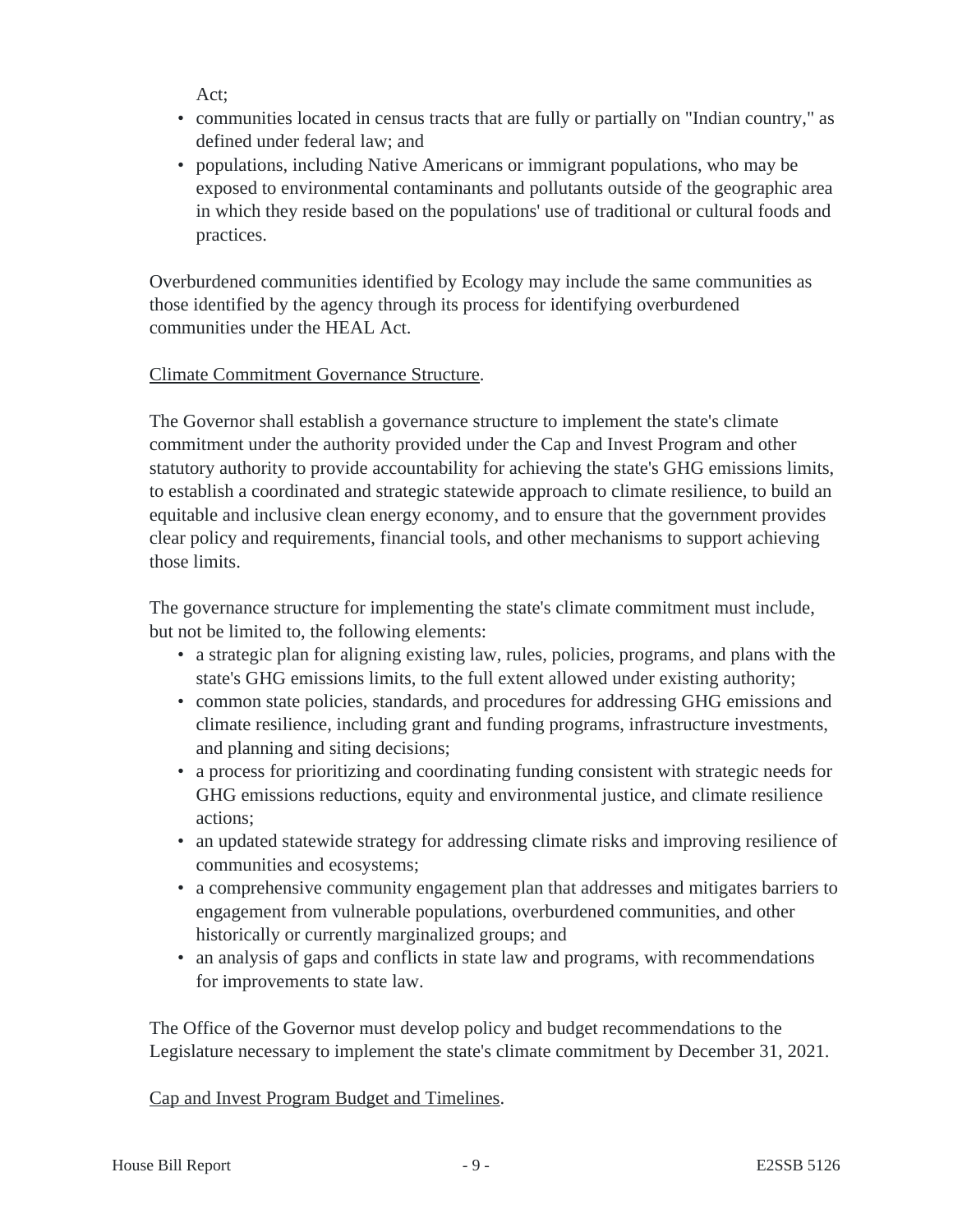Act;

- communities located in census tracts that are fully or partially on "Indian country," as defined under federal law; and
- populations, including Native Americans or immigrant populations, who may be exposed to environmental contaminants and pollutants outside of the geographic area in which they reside based on the populations' use of traditional or cultural foods and practices.

Overburdened communities identified by Ecology may include the same communities as those identified by the agency through its process for identifying overburdened communities under the HEAL Act.

Climate Commitment Governance Structure.

The Governor shall establish a governance structure to implement the state's climate commitment under the authority provided under the Cap and Invest Program and other statutory authority to provide accountability for achieving the state's GHG emissions limits, to establish a coordinated and strategic statewide approach to climate resilience, to build an equitable and inclusive clean energy economy, and to ensure that the government provides clear policy and requirements, financial tools, and other mechanisms to support achieving those limits.

The governance structure for implementing the state's climate commitment must include, but not be limited to, the following elements:

- a strategic plan for aligning existing law, rules, policies, programs, and plans with the state's GHG emissions limits, to the full extent allowed under existing authority;
- common state policies, standards, and procedures for addressing GHG emissions and climate resilience, including grant and funding programs, infrastructure investments, and planning and siting decisions;
- a process for prioritizing and coordinating funding consistent with strategic needs for GHG emissions reductions, equity and environmental justice, and climate resilience actions;
- an updated statewide strategy for addressing climate risks and improving resilience of communities and ecosystems;
- a comprehensive community engagement plan that addresses and mitigates barriers to engagement from vulnerable populations, overburdened communities, and other historically or currently marginalized groups; and
- an analysis of gaps and conflicts in state law and programs, with recommendations for improvements to state law.

The Office of the Governor must develop policy and budget recommendations to the Legislature necessary to implement the state's climate commitment by December 31, 2021.

Cap and Invest Program Budget and Timelines.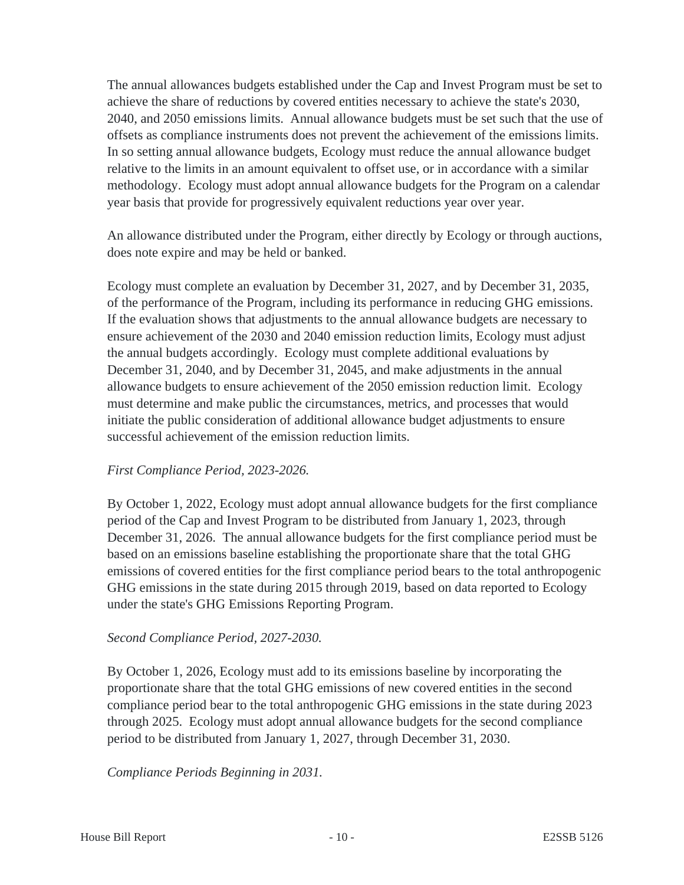The annual allowances budgets established under the Cap and Invest Program must be set to achieve the share of reductions by covered entities necessary to achieve the state's 2030, 2040, and 2050 emissions limits. Annual allowance budgets must be set such that the use of offsets as compliance instruments does not prevent the achievement of the emissions limits. In so setting annual allowance budgets, Ecology must reduce the annual allowance budget relative to the limits in an amount equivalent to offset use, or in accordance with a similar methodology. Ecology must adopt annual allowance budgets for the Program on a calendar year basis that provide for progressively equivalent reductions year over year.

An allowance distributed under the Program, either directly by Ecology or through auctions, does note expire and may be held or banked.

Ecology must complete an evaluation by December 31, 2027, and by December 31, 2035, of the performance of the Program, including its performance in reducing GHG emissions. If the evaluation shows that adjustments to the annual allowance budgets are necessary to ensure achievement of the 2030 and 2040 emission reduction limits, Ecology must adjust the annual budgets accordingly. Ecology must complete additional evaluations by December 31, 2040, and by December 31, 2045, and make adjustments in the annual allowance budgets to ensure achievement of the 2050 emission reduction limit. Ecology must determine and make public the circumstances, metrics, and processes that would initiate the public consideration of additional allowance budget adjustments to ensure successful achievement of the emission reduction limits.

*First Compliance Period, 2023-2026.*

By October 1, 2022, Ecology must adopt annual allowance budgets for the first compliance period of the Cap and Invest Program to be distributed from January 1, 2023, through December 31, 2026. The annual allowance budgets for the first compliance period must be based on an emissions baseline establishing the proportionate share that the total GHG emissions of covered entities for the first compliance period bears to the total anthropogenic GHG emissions in the state during 2015 through 2019, based on data reported to Ecology under the state's GHG Emissions Reporting Program.

*Second Compliance Period, 2027-2030.*

By October 1, 2026, Ecology must add to its emissions baseline by incorporating the proportionate share that the total GHG emissions of new covered entities in the second compliance period bear to the total anthropogenic GHG emissions in the state during 2023 through 2025. Ecology must adopt annual allowance budgets for the second compliance period to be distributed from January 1, 2027, through December 31, 2030.

*Compliance Periods Beginning in 2031.*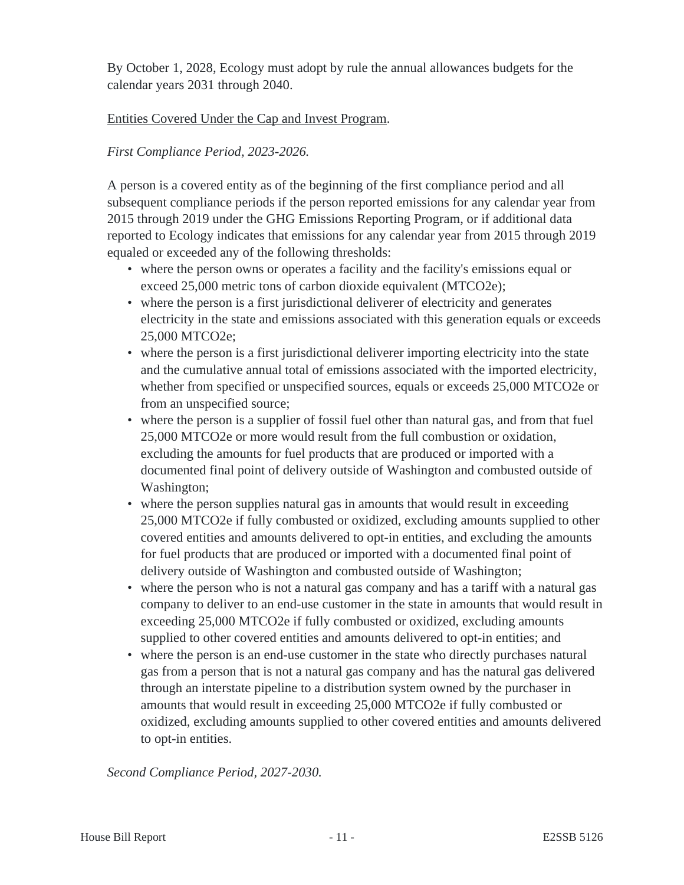By October 1, 2028, Ecology must adopt by rule the annual allowances budgets for the calendar years 2031 through 2040.

Entities Covered Under the Cap and Invest Program.

*First Compliance Period, 2023-2026.*

A person is a covered entity as of the beginning of the first compliance period and all subsequent compliance periods if the person reported emissions for any calendar year from 2015 through 2019 under the GHG Emissions Reporting Program, or if additional data reported to Ecology indicates that emissions for any calendar year from 2015 through 2019 equaled or exceeded any of the following thresholds:

- where the person owns or operates a facility and the facility's emissions equal or exceed 25,000 metric tons of carbon dioxide equivalent (MTCO2e);
- where the person is a first jurisdictional deliverer of electricity and generates electricity in the state and emissions associated with this generation equals or exceeds 25,000 MTCO2e;
- where the person is a first jurisdictional deliverer importing electricity into the state and the cumulative annual total of emissions associated with the imported electricity, whether from specified or unspecified sources, equals or exceeds 25,000 MTCO2e or from an unspecified source;
- where the person is a supplier of fossil fuel other than natural gas, and from that fuel 25,000 MTCO2e or more would result from the full combustion or oxidation, excluding the amounts for fuel products that are produced or imported with a documented final point of delivery outside of Washington and combusted outside of Washington;
- where the person supplies natural gas in amounts that would result in exceeding 25,000 MTCO2e if fully combusted or oxidized, excluding amounts supplied to other covered entities and amounts delivered to opt-in entities, and excluding the amounts for fuel products that are produced or imported with a documented final point of delivery outside of Washington and combusted outside of Washington;
- where the person who is not a natural gas company and has a tariff with a natural gas company to deliver to an end-use customer in the state in amounts that would result in exceeding 25,000 MTCO2e if fully combusted or oxidized, excluding amounts supplied to other covered entities and amounts delivered to opt-in entities; and
- where the person is an end-use customer in the state who directly purchases natural gas from a person that is not a natural gas company and has the natural gas delivered through an interstate pipeline to a distribution system owned by the purchaser in amounts that would result in exceeding 25,000 MTCO2e if fully combusted or oxidized, excluding amounts supplied to other covered entities and amounts delivered to opt-in entities.

*Second Compliance Period, 2027-2030.*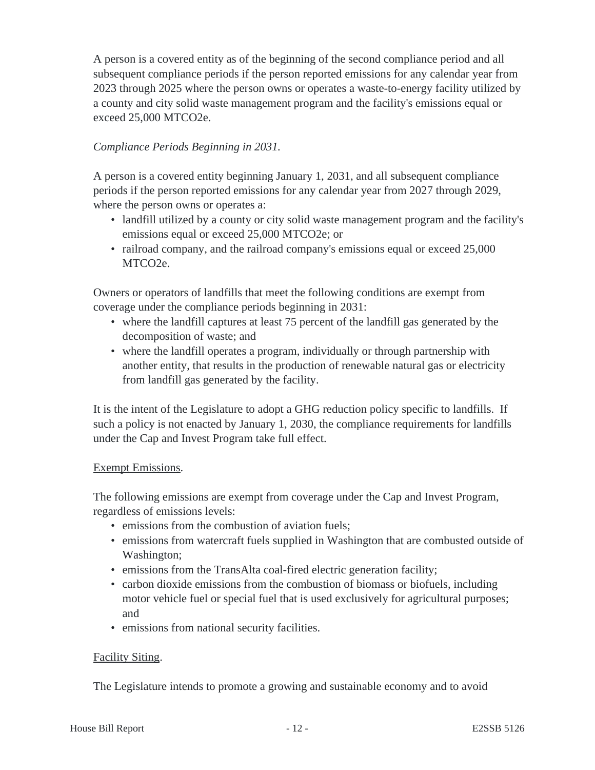A person is a covered entity as of the beginning of the second compliance period and all subsequent compliance periods if the person reported emissions for any calendar year from 2023 through 2025 where the person owns or operates a waste-to-energy facility utilized by a county and city solid waste management program and the facility's emissions equal or exceed 25,000 $MTCO_2e$.

*Compliance Periods Beginning in 2031.*

A person is a covered entity beginning January 1, 2031, and all subsequent compliance periods if the person reported emissions for any calendar year from 2027 through 2029, where the person owns or operates a:

- landfill utilized by a county or city solid waste management program and the facility's emissions equal or exceed 25,000 $MTCO_2e$; or
- railroad company, and the railroad company's emissions equal or exceed 25,000 $MTCO_2e$.

Owners or operators of landfills that meet the following conditions are exempt from coverage under the compliance periods beginning in 2031:

- where the landfill captures at least 75 percent of the landfill gas generated by the decomposition of waste; and
- where the landfill operates a program, individually or through partnership with another entity, that results in the production of renewable natural gas or electricity from landfill gas generated by the facility.

It is the intent of the Legislature to adopt a GHG reduction policy specific to landfills. If such a policy is not enacted by January 1, 2030, the compliance requirements for landfills under the Cap and Invest Program take full effect.

Exempt Emissions.

The following emissions are exempt from coverage under the Cap and Invest Program, regardless of emissions levels:

- emissions from the combustion of aviation fuels;
- emissions from watercraft fuels supplied in Washington that are combusted outside of Washington;
- emissions from the TransAlta coal-fired electric generation facility;
- carbon dioxide emissions from the combustion of biomass or biofuels, including motor vehicle fuel or special fuel that is used exclusively for agricultural purposes; and
- emissions from national security facilities.

Facility Siting.

The Legislature intends to promote a growing and sustainable economy and to avoid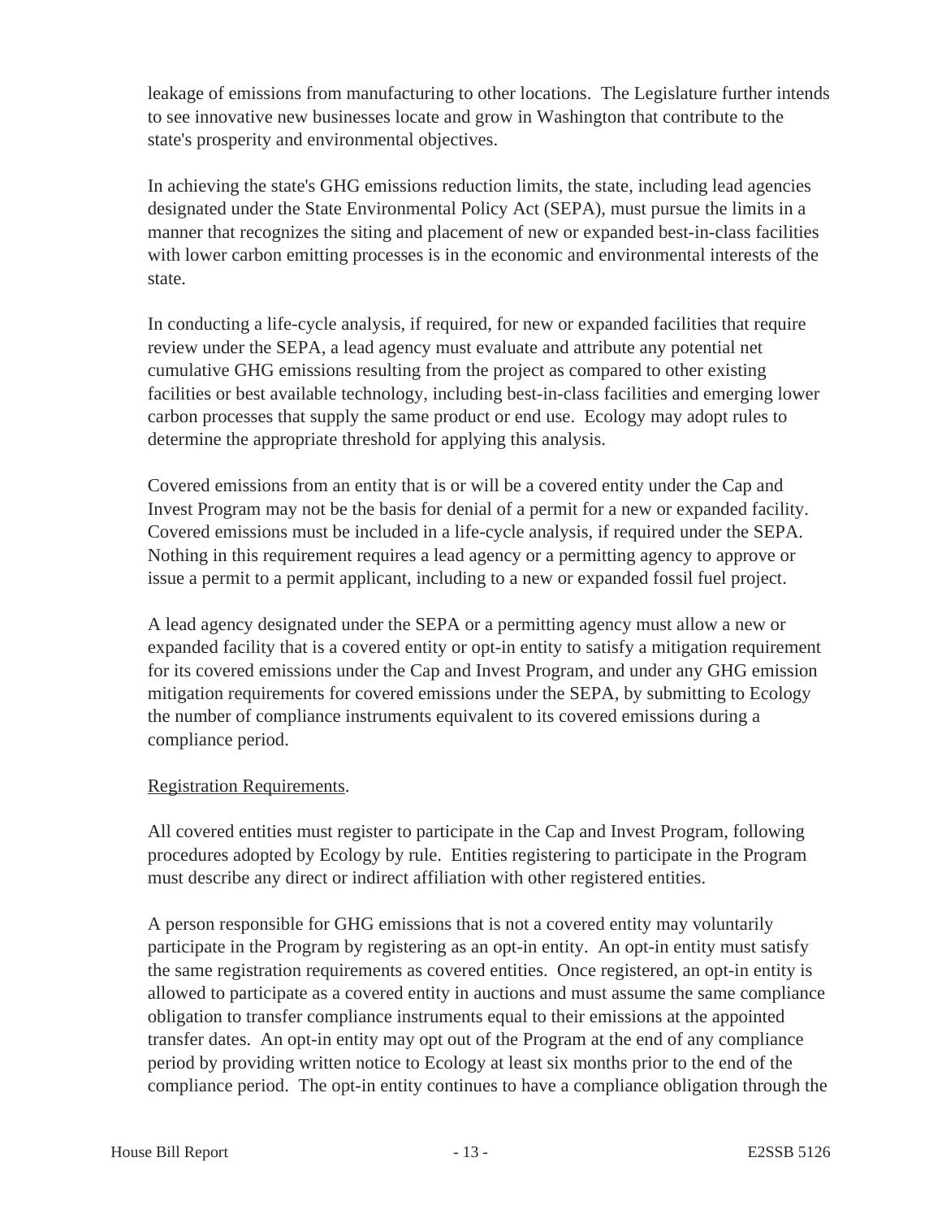leakage of emissions from manufacturing to other locations. The Legislature further intends to see innovative new businesses locate and grow in Washington that contribute to the state's prosperity and environmental objectives.

In achieving the state's GHG emissions reduction limits, the state, including lead agencies designated under the State Environmental Policy Act (SEPA), must pursue the limits in a manner that recognizes the siting and placement of new or expanded best-in-class facilities with lower carbon emitting processes is in the economic and environmental interests of the state.

In conducting a life-cycle analysis, if required, for new or expanded facilities that require review under the SEPA, a lead agency must evaluate and attribute any potential net cumulative GHG emissions resulting from the project as compared to other existing facilities or best available technology, including best-in-class facilities and emerging lower carbon processes that supply the same product or end use. Ecology may adopt rules to determine the appropriate threshold for applying this analysis.

Covered emissions from an entity that is or will be a covered entity under the Cap and Invest Program may not be the basis for denial of a permit for a new or expanded facility. Covered emissions must be included in a life-cycle analysis, if required under the SEPA. Nothing in this requirement requires a lead agency or a permitting agency to approve or issue a permit to a permit applicant, including to a new or expanded fossil fuel project.

A lead agency designated under the SEPA or a permitting agency must allow a new or expanded facility that is a covered entity or opt-in entity to satisfy a mitigation requirement for its covered emissions under the Cap and Invest Program, and under any GHG emission mitigation requirements for covered emissions under the SEPA, by submitting to Ecology the number of compliance instruments equivalent to its covered emissions during a compliance period.

Registration Requirements.

All covered entities must register to participate in the Cap and Invest Program, following procedures adopted by Ecology by rule. Entities registering to participate in the Program must describe any direct or indirect affiliation with other registered entities.

A person responsible for GHG emissions that is not a covered entity may voluntarily participate in the Program by registering as an opt-in entity. An opt-in entity must satisfy the same registration requirements as covered entities. Once registered, an opt-in entity is allowed to participate as a covered entity in auctions and must assume the same compliance obligation to transfer compliance instruments equal to their emissions at the appointed transfer dates. An opt-in entity may opt out of the Program at the end of any compliance period by providing written notice to Ecology at least six months prior to the end of the compliance period. The opt-in entity continues to have a compliance obligation through the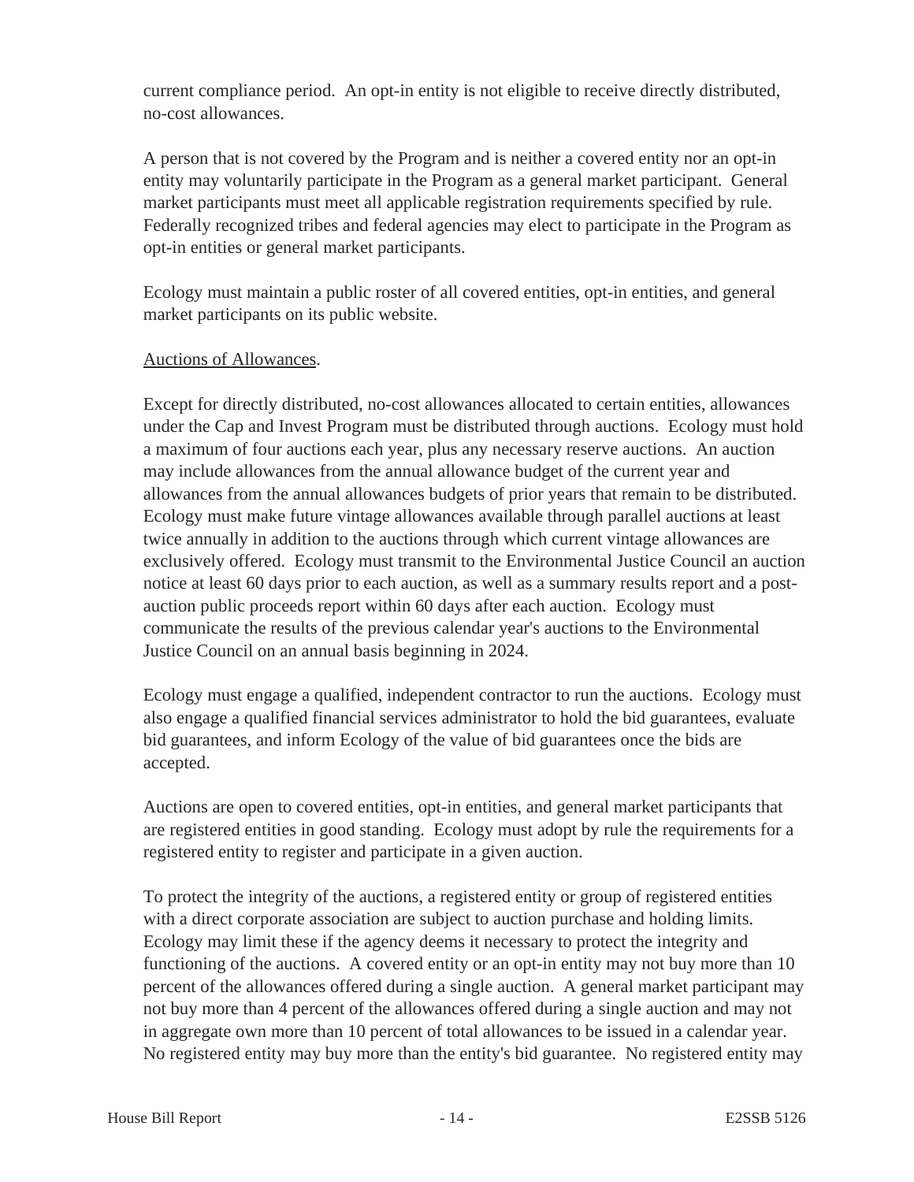current compliance period. An opt-in entity is not eligible to receive directly distributed, no-cost allowances.

A person that is not covered by the Program and is neither a covered entity nor an opt-in entity may voluntarily participate in the Program as a general market participant. General market participants must meet all applicable registration requirements specified by rule. Federally recognized tribes and federal agencies may elect to participate in the Program as opt-in entities or general market participants.

Ecology must maintain a public roster of all covered entities, opt-in entities, and general market participants on its public website.

Auctions of Allowances.

Except for directly distributed, no-cost allowances allocated to certain entities, allowances under the Cap and Invest Program must be distributed through auctions. Ecology must hold a maximum of four auctions each year, plus any necessary reserve auctions. An auction may include allowances from the annual allowance budget of the current year and allowances from the annual allowances budgets of prior years that remain to be distributed. Ecology must make future vintage allowances available through parallel auctions at least twice annually in addition to the auctions through which current vintage allowances are exclusively offered. Ecology must transmit to the Environmental Justice Council an auction notice at least 60 days prior to each auction, as well as a summary results report and a post-auction public proceeds report within 60 days after each auction. Ecology must communicate the results of the previous calendar year's auctions to the Environmental Justice Council on an annual basis beginning in 2024.

Ecology must engage a qualified, independent contractor to run the auctions. Ecology must also engage a qualified financial services administrator to hold the bid guarantees, evaluate bid guarantees, and inform Ecology of the value of bid guarantees once the bids are accepted.

Auctions are open to covered entities, opt-in entities, and general market participants that are registered entities in good standing. Ecology must adopt by rule the requirements for a registered entity to register and participate in a given auction.

To protect the integrity of the auctions, a registered entity or group of registered entities with a direct corporate association are subject to auction purchase and holding limits. Ecology may limit these if the agency deems it necessary to protect the integrity and functioning of the auctions. A covered entity or an opt-in entity may not buy more than 10 percent of the allowances offered during a single auction. A general market participant may not buy more than 4 percent of the allowances offered during a single auction and may not in aggregate own more than 10 percent of total allowances to be issued in a calendar year. No registered entity may buy more than the entity's bid guarantee. No registered entity may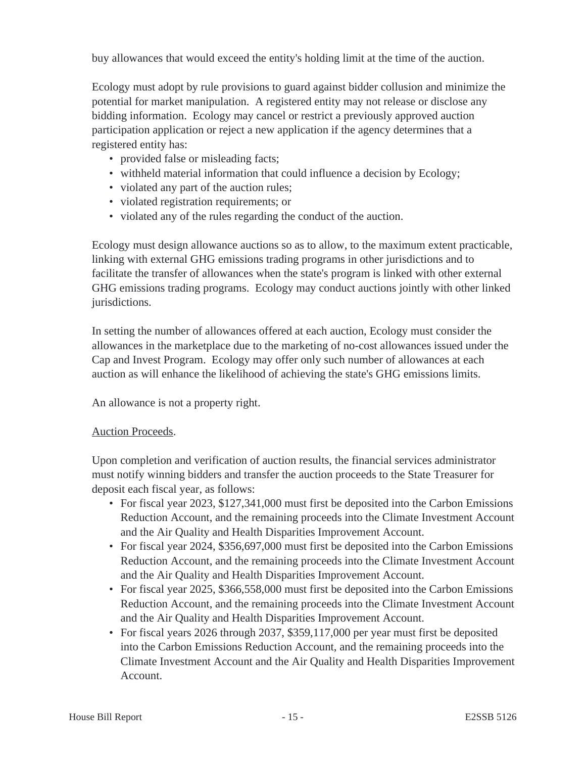buy allowances that would exceed the entity's holding limit at the time of the auction.

Ecology must adopt by rule provisions to guard against bidder collusion and minimize the potential for market manipulation. A registered entity may not release or disclose any bidding information. Ecology may cancel or restrict a previously approved auction participation application or reject a new application if the agency determines that a registered entity has:

- provided false or misleading facts;
- withheld material information that could influence a decision by Ecology;
- violated any part of the auction rules;
- violated registration requirements; or
- violated any of the rules regarding the conduct of the auction.

Ecology must design allowance auctions so as to allow, to the maximum extent practicable, linking with external GHG emissions trading programs in other jurisdictions and to facilitate the transfer of allowances when the state's program is linked with other external GHG emissions trading programs. Ecology may conduct auctions jointly with other linked jurisdictions.

In setting the number of allowances offered at each auction, Ecology must consider the allowances in the marketplace due to the marketing of no-cost allowances issued under the Cap and Invest Program. Ecology may offer only such number of allowances at each auction as will enhance the likelihood of achieving the state's GHG emissions limits.

An allowance is not a property right.

Auction Proceeds.

Upon completion and verification of auction results, the financial services administrator must notify winning bidders and transfer the auction proceeds to the State Treasurer for deposit each fiscal year, as follows:

- For fiscal year 2023, $127,341,000 must first be deposited into the Carbon Emissions Reduction Account, and the remaining proceeds into the Climate Investment Account and the Air Quality and Health Disparities Improvement Account.
- For fiscal year 2024, $356,697,000 must first be deposited into the Carbon Emissions Reduction Account, and the remaining proceeds into the Climate Investment Account and the Air Quality and Health Disparities Improvement Account.
- For fiscal year 2025, $366,558,000 must first be deposited into the Carbon Emissions Reduction Account, and the remaining proceeds into the Climate Investment Account and the Air Quality and Health Disparities Improvement Account.
- For fiscal years 2026 through 2037, $359,117,000 per year must first be deposited into the Carbon Emissions Reduction Account, and the remaining proceeds into the Climate Investment Account and the Air Quality and Health Disparities Improvement Account.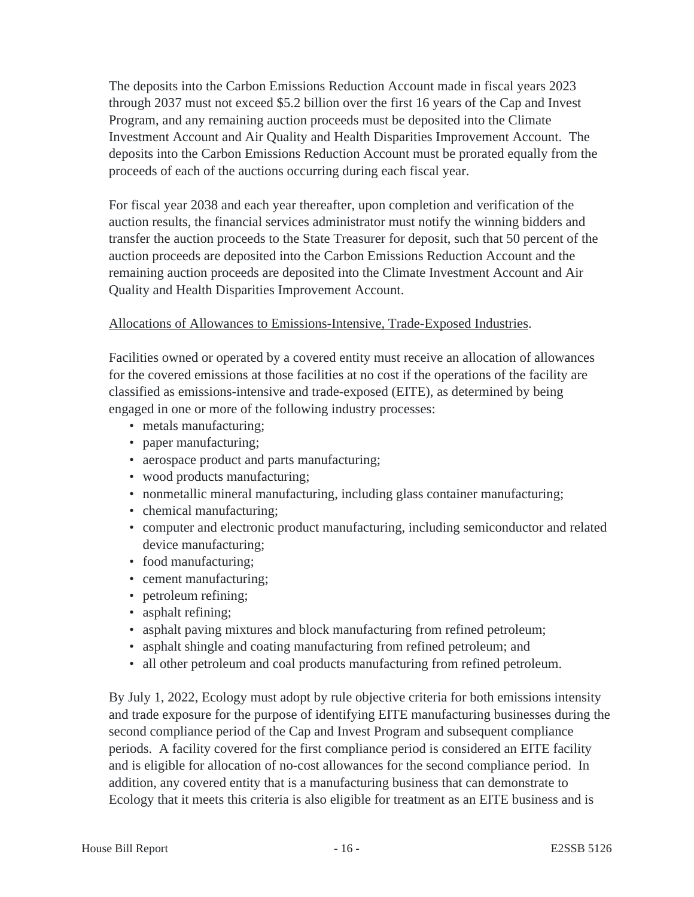The deposits into the Carbon Emissions Reduction Account made in fiscal years 2023 through 2037 must not exceed $5.2 billion over the first 16 years of the Cap and Invest Program, and any remaining auction proceeds must be deposited into the Climate Investment Account and Air Quality and Health Disparities Improvement Account. The deposits into the Carbon Emissions Reduction Account must be prorated equally from the proceeds of each of the auctions occurring during each fiscal year.

For fiscal year 2038 and each year thereafter, upon completion and verification of the auction results, the financial services administrator must notify the winning bidders and transfer the auction proceeds to the State Treasurer for deposit, such that 50 percent of the auction proceeds are deposited into the Carbon Emissions Reduction Account and the remaining auction proceeds are deposited into the Climate Investment Account and Air Quality and Health Disparities Improvement Account.

Allocations of Allowances to Emissions-Intensive, Trade-Exposed Industries.

Facilities owned or operated by a covered entity must receive an allocation of allowances for the covered emissions at those facilities at no cost if the operations of the facility are classified as emissions-intensive and trade-exposed (EITE), as determined by being engaged in one or more of the following industry processes:

- metals manufacturing;
- paper manufacturing;
- aerospace product and parts manufacturing;
- wood products manufacturing;
- nonmetallic mineral manufacturing, including glass container manufacturing;
- chemical manufacturing;
- computer and electronic product manufacturing, including semiconductor and related device manufacturing;
- food manufacturing;
- cement manufacturing;
- petroleum refining;
- asphalt refining;
- asphalt paving mixtures and block manufacturing from refined petroleum;
- asphalt shingle and coating manufacturing from refined petroleum; and
- all other petroleum and coal products manufacturing from refined petroleum.

By July 1, 2022, Ecology must adopt by rule objective criteria for both emissions intensity and trade exposure for the purpose of identifying EITE manufacturing businesses during the second compliance period of the Cap and Invest Program and subsequent compliance periods. A facility covered for the first compliance period is considered an EITE facility and is eligible for allocation of no-cost allowances for the second compliance period. In addition, any covered entity that is a manufacturing business that can demonstrate to Ecology that it meets this criteria is also eligible for treatment as an EITE business and is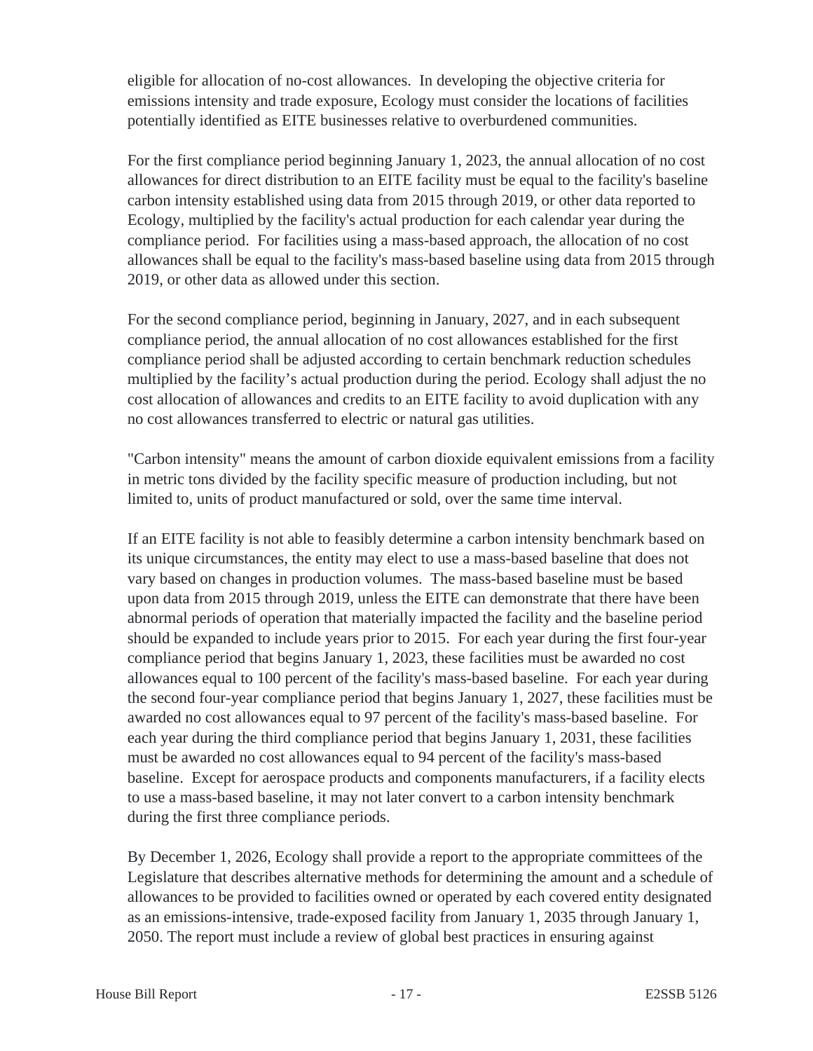eligible for allocation of no-cost allowances. In developing the objective criteria for emissions intensity and trade exposure, Ecology must consider the locations of facilities potentially identified as EITE businesses relative to overburdened communities.

For the first compliance period beginning January 1, 2023, the annual allocation of no cost allowances for direct distribution to an EITE facility must be equal to the facility's baseline carbon intensity established using data from 2015 through 2019, or other data reported to Ecology, multiplied by the facility's actual production for each calendar year during the compliance period. For facilities using a mass-based approach, the allocation of no cost allowances shall be equal to the facility's mass-based baseline using data from 2015 through 2019, or other data as allowed under this section.

For the second compliance period, beginning in January, 2027, and in each subsequent compliance period, the annual allocation of no cost allowances established for the first compliance period shall be adjusted according to certain benchmark reduction schedules multiplied by the facility's actual production during the period. Ecology shall adjust the no cost allocation of allowances and credits to an EITE facility to avoid duplication with any no cost allowances transferred to electric or natural gas utilities.

"Carbon intensity" means the amount of carbon dioxide equivalent emissions from a facility in metric tons divided by the facility specific measure of production including, but not limited to, units of product manufactured or sold, over the same time interval.

If an EITE facility is not able to feasibly determine a carbon intensity benchmark based on its unique circumstances, the entity may elect to use a mass-based baseline that does not vary based on changes in production volumes. The mass-based baseline must be based upon data from 2015 through 2019, unless the EITE can demonstrate that there have been abnormal periods of operation that materially impacted the facility and the baseline period should be expanded to include years prior to 2015. For each year during the first four-year compliance period that begins January 1, 2023, these facilities must be awarded no cost allowances equal to 100 percent of the facility's mass-based baseline. For each year during the second four-year compliance period that begins January 1, 2027, these facilities must be awarded no cost allowances equal to 97 percent of the facility's mass-based baseline. For each year during the third compliance period that begins January 1, 2031, these facilities must be awarded no cost allowances equal to 94 percent of the facility's mass-based baseline. Except for aerospace products and components manufacturers, if a facility elects to use a mass-based baseline, it may not later convert to a carbon intensity benchmark during the first three compliance periods.

By December 1, 2026, Ecology shall provide a report to the appropriate committees of the Legislature that describes alternative methods for determining the amount and a schedule of allowances to be provided to facilities owned or operated by each covered entity designated as an emissions-intensive, trade-exposed facility from January 1, 2035 through January 1, 2050. The report must include a review of global best practices in ensuring against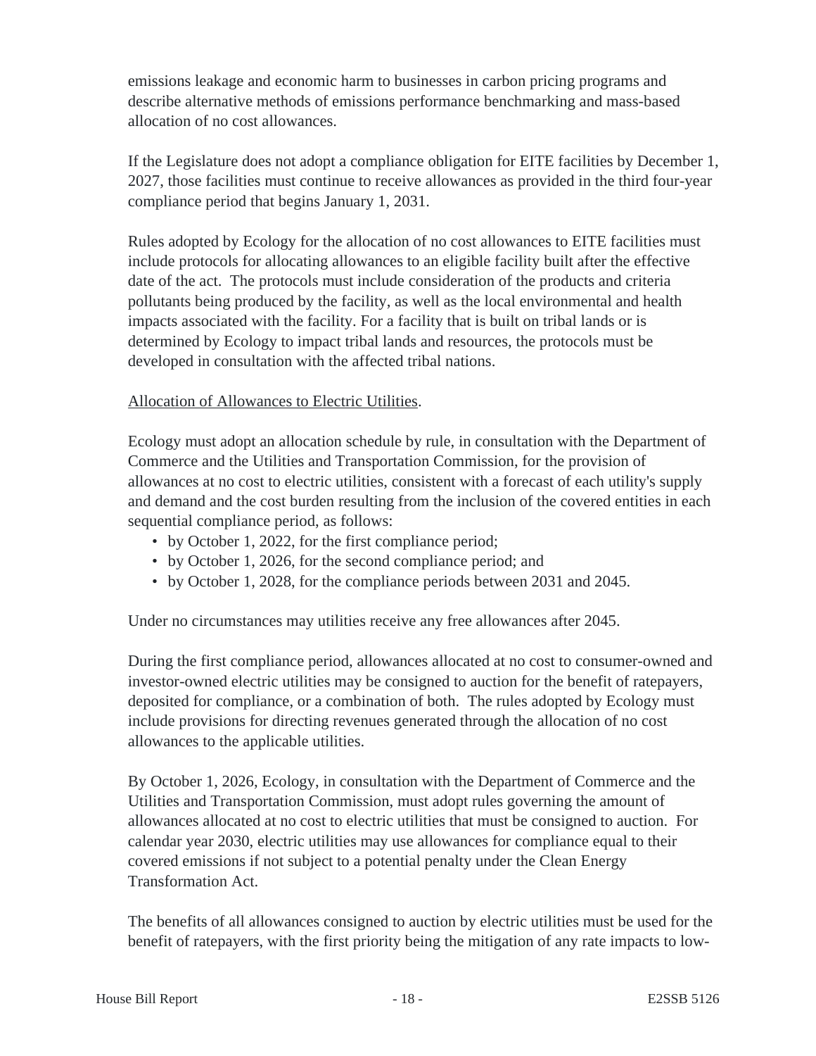emissions leakage and economic harm to businesses in carbon pricing programs and describe alternative methods of emissions performance benchmarking and mass-based allocation of no cost allowances.

If the Legislature does not adopt a compliance obligation for EITE facilities by December 1, 2027, those facilities must continue to receive allowances as provided in the third four-year compliance period that begins January 1, 2031.

Rules adopted by Ecology for the allocation of no cost allowances to EITE facilities must include protocols for allocating allowances to an eligible facility built after the effective date of the act. The protocols must include consideration of the products and criteria pollutants being produced by the facility, as well as the local environmental and health impacts associated with the facility. For a facility that is built on tribal lands or is determined by Ecology to impact tribal lands and resources, the protocols must be developed in consultation with the affected tribal nations.

<u>Allocation of Allowances to Electric Utilities</u>.

Ecology must adopt an allocation schedule by rule, in consultation with the Department of Commerce and the Utilities and Transportation Commission, for the provision of allowances at no cost to electric utilities, consistent with a forecast of each utility's supply and demand and the cost burden resulting from the inclusion of the covered entities in each sequential compliance period, as follows:

- by October 1, 2022, for the first compliance period;
- by October 1, 2026, for the second compliance period; and
- by October 1, 2028, for the compliance periods between 2031 and 2045.

Under no circumstances may utilities receive any free allowances after 2045.

During the first compliance period, allowances allocated at no cost to consumer-owned and investor-owned electric utilities may be consigned to auction for the benefit of ratepayers, deposited for compliance, or a combination of both. The rules adopted by Ecology must include provisions for directing revenues generated through the allocation of no cost allowances to the applicable utilities.

By October 1, 2026, Ecology, in consultation with the Department of Commerce and the Utilities and Transportation Commission, must adopt rules governing the amount of allowances allocated at no cost to electric utilities that must be consigned to auction. For calendar year 2030, electric utilities may use allowances for compliance equal to their covered emissions if not subject to a potential penalty under the Clean Energy Transformation Act.

The benefits of all allowances consigned to auction by electric utilities must be used for the benefit of ratepayers, with the first priority being the mitigation of any rate impacts to low-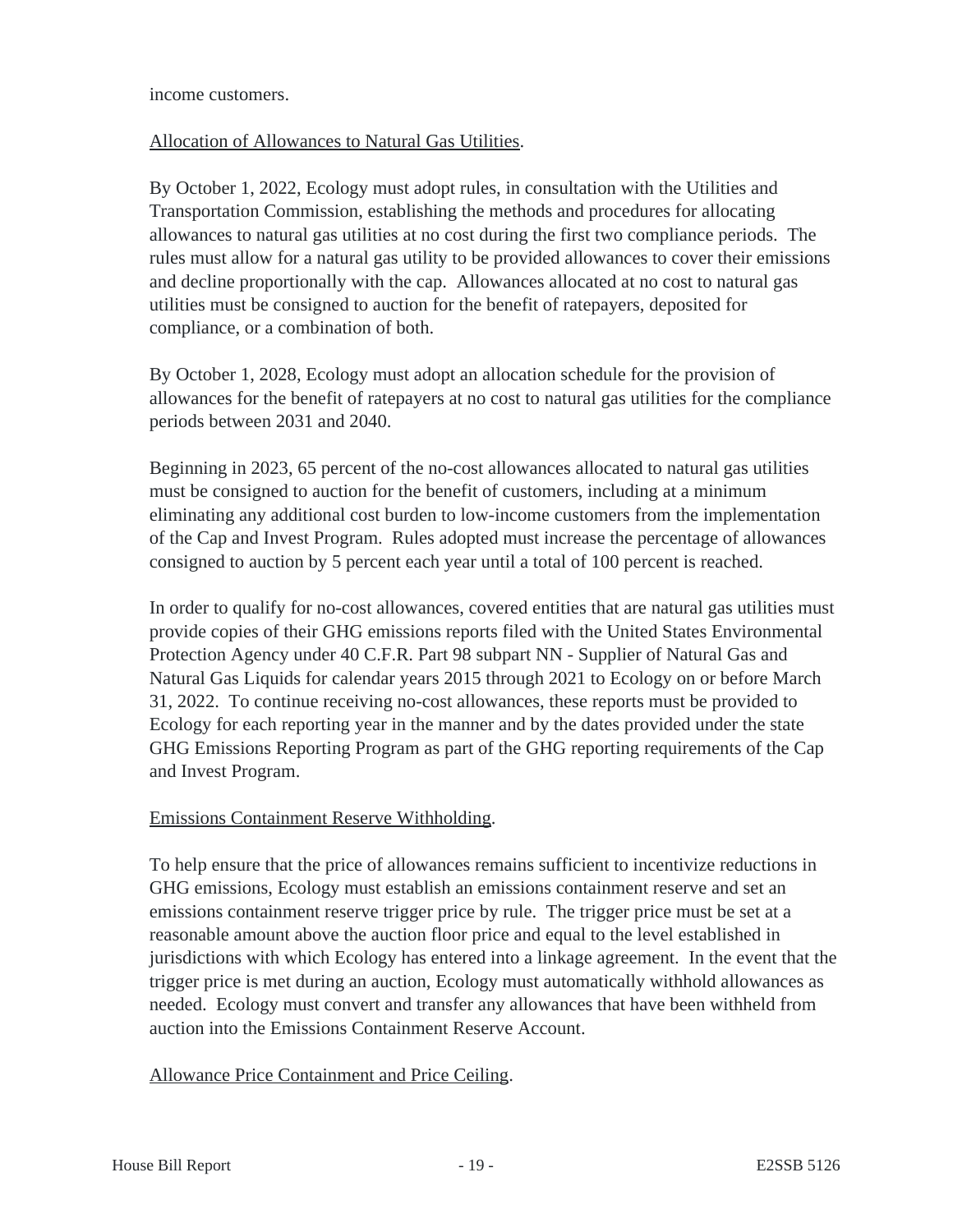income customers.

Allocation of Allowances to Natural Gas Utilities.

By October 1, 2022, Ecology must adopt rules, in consultation with the Utilities and Transportation Commission, establishing the methods and procedures for allocating allowances to natural gas utilities at no cost during the first two compliance periods. The rules must allow for a natural gas utility to be provided allowances to cover their emissions and decline proportionally with the cap. Allowances allocated at no cost to natural gas utilities must be consigned to auction for the benefit of ratepayers, deposited for compliance, or a combination of both.

By October 1, 2028, Ecology must adopt an allocation schedule for the provision of allowances for the benefit of ratepayers at no cost to natural gas utilities for the compliance periods between 2031 and 2040.

Beginning in 2023, 65 percent of the no-cost allowances allocated to natural gas utilities must be consigned to auction for the benefit of customers, including at a minimum eliminating any additional cost burden to low-income customers from the implementation of the Cap and Invest Program. Rules adopted must increase the percentage of allowances consigned to auction by 5 percent each year until a total of 100 percent is reached.

In order to qualify for no-cost allowances, covered entities that are natural gas utilities must provide copies of their GHG emissions reports filed with the United States Environmental Protection Agency under 40 C.F.R. Part 98 subpart NN - Supplier of Natural Gas and Natural Gas Liquids for calendar years 2015 through 2021 to Ecology on or before March 31, 2022. To continue receiving no-cost allowances, these reports must be provided to Ecology for each reporting year in the manner and by the dates provided under the state GHG Emissions Reporting Program as part of the GHG reporting requirements of the Cap and Invest Program.

Emissions Containment Reserve Withholding.

To help ensure that the price of allowances remains sufficient to incentivize reductions in GHG emissions, Ecology must establish an emissions containment reserve and set an emissions containment reserve trigger price by rule. The trigger price must be set at a reasonable amount above the auction floor price and equal to the level established in jurisdictions with which Ecology has entered into a linkage agreement. In the event that the trigger price is met during an auction, Ecology must automatically withhold allowances as needed. Ecology must convert and transfer any allowances that have been withheld from auction into the Emissions Containment Reserve Account.

Allowance Price Containment and Price Ceiling.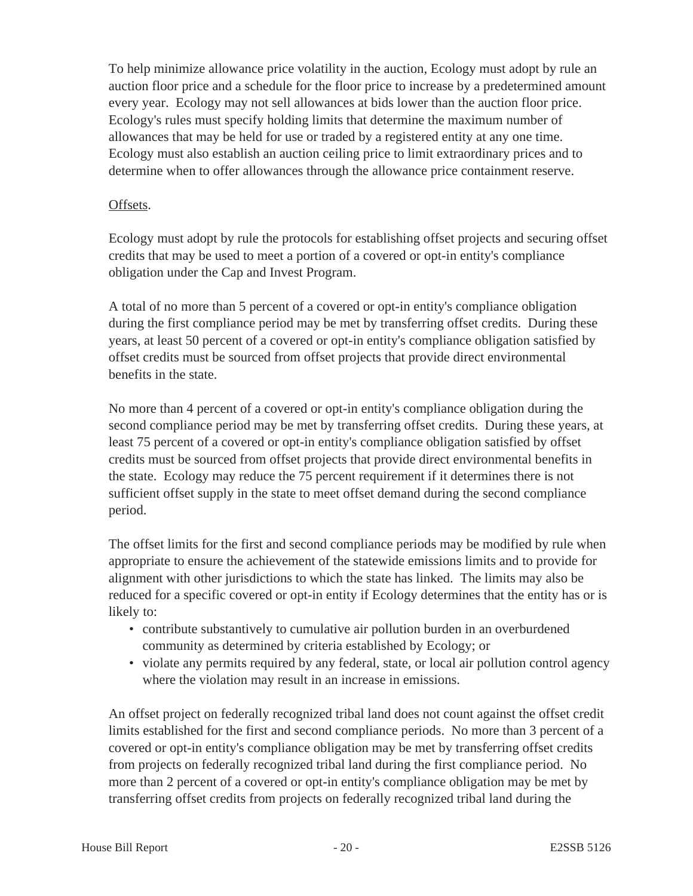To help minimize allowance price volatility in the auction, Ecology must adopt by rule an auction floor price and a schedule for the floor price to increase by a predetermined amount every year. Ecology may not sell allowances at bids lower than the auction floor price. Ecology's rules must specify holding limits that determine the maximum number of allowances that may be held for use or traded by a registered entity at any one time. Ecology must also establish an auction ceiling price to limit extraordinary prices and to determine when to offer allowances through the allowance price containment reserve.

Offsets.

Ecology must adopt by rule the protocols for establishing offset projects and securing offset credits that may be used to meet a portion of a covered or opt-in entity's compliance obligation under the Cap and Invest Program.

A total of no more than 5 percent of a covered or opt-in entity's compliance obligation during the first compliance period may be met by transferring offset credits. During these years, at least 50 percent of a covered or opt-in entity's compliance obligation satisfied by offset credits must be sourced from offset projects that provide direct environmental benefits in the state.

No more than 4 percent of a covered or opt-in entity's compliance obligation during the second compliance period may be met by transferring offset credits. During these years, at least 75 percent of a covered or opt-in entity's compliance obligation satisfied by offset credits must be sourced from offset projects that provide direct environmental benefits in the state. Ecology may reduce the 75 percent requirement if it determines there is not sufficient offset supply in the state to meet offset demand during the second compliance period.

The offset limits for the first and second compliance periods may be modified by rule when appropriate to ensure the achievement of the statewide emissions limits and to provide for alignment with other jurisdictions to which the state has linked. The limits may also be reduced for a specific covered or opt-in entity if Ecology determines that the entity has or is likely to:

- contribute substantively to cumulative air pollution burden in an overburdened community as determined by criteria established by Ecology; or
- violate any permits required by any federal, state, or local air pollution control agency where the violation may result in an increase in emissions.

An offset project on federally recognized tribal land does not count against the offset credit limits established for the first and second compliance periods. No more than 3 percent of a covered or opt-in entity's compliance obligation may be met by transferring offset credits from projects on federally recognized tribal land during the first compliance period. No more than 2 percent of a covered or opt-in entity's compliance obligation may be met by transferring offset credits from projects on federally recognized tribal land during the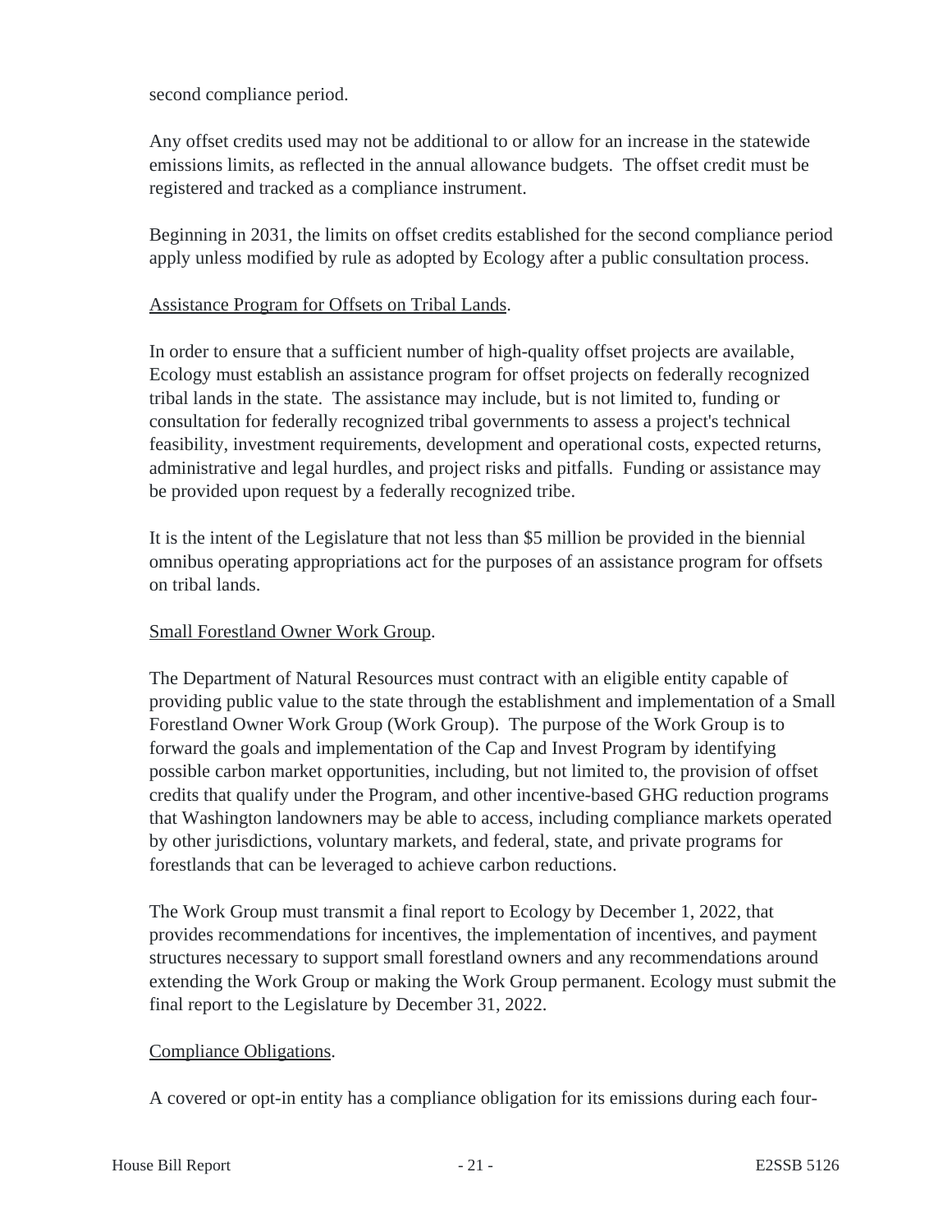second compliance period.

Any offset credits used may not be additional to or allow for an increase in the statewide emissions limits, as reflected in the annual allowance budgets. The offset credit must be registered and tracked as a compliance instrument.

Beginning in 2031, the limits on offset credits established for the second compliance period apply unless modified by rule as adopted by Ecology after a public consultation process.

Assistance Program for Offsets on Tribal Lands.

In order to ensure that a sufficient number of high-quality offset projects are available, Ecology must establish an assistance program for offset projects on federally recognized tribal lands in the state. The assistance may include, but is not limited to, funding or consultation for federally recognized tribal governments to assess a project's technical feasibility, investment requirements, development and operational costs, expected returns, administrative and legal hurdles, and project risks and pitfalls. Funding or assistance may be provided upon request by a federally recognized tribe.

It is the intent of the Legislature that not less than $5 million be provided in the biennial omnibus operating appropriations act for the purposes of an assistance program for offsets on tribal lands.

Small Forestland Owner Work Group.

The Department of Natural Resources must contract with an eligible entity capable of providing public value to the state through the establishment and implementation of a Small Forestland Owner Work Group (Work Group). The purpose of the Work Group is to forward the goals and implementation of the Cap and Invest Program by identifying possible carbon market opportunities, including, but not limited to, the provision of offset credits that qualify under the Program, and other incentive-based GHG reduction programs that Washington landowners may be able to access, including compliance markets operated by other jurisdictions, voluntary markets, and federal, state, and private programs for forestlands that can be leveraged to achieve carbon reductions.

The Work Group must transmit a final report to Ecology by December 1, 2022, that provides recommendations for incentives, the implementation of incentives, and payment structures necessary to support small forestland owners and any recommendations around extending the Work Group or making the Work Group permanent. Ecology must submit the final report to the Legislature by December 31, 2022.

Compliance Obligations.

A covered or opt-in entity has a compliance obligation for its emissions during each four-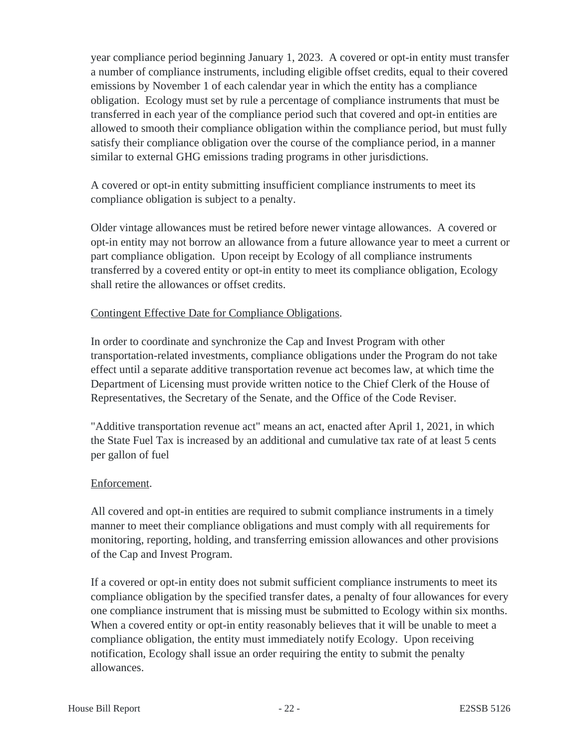year compliance period beginning January 1, 2023. A covered or opt-in entity must transfer a number of compliance instruments, including eligible offset credits, equal to their covered emissions by November 1 of each calendar year in which the entity has a compliance obligation. Ecology must set by rule a percentage of compliance instruments that must be transferred in each year of the compliance period such that covered and opt-in entities are allowed to smooth their compliance obligation within the compliance period, but must fully satisfy their compliance obligation over the course of the compliance period, in a manner similar to external GHG emissions trading programs in other jurisdictions.

A covered or opt-in entity submitting insufficient compliance instruments to meet its compliance obligation is subject to a penalty.

Older vintage allowances must be retired before newer vintage allowances. A covered or opt-in entity may not borrow an allowance from a future allowance year to meet a current or part compliance obligation. Upon receipt by Ecology of all compliance instruments transferred by a covered entity or opt-in entity to meet its compliance obligation, Ecology shall retire the allowances or offset credits.

Contingent Effective Date for Compliance Obligations.

In order to coordinate and synchronize the Cap and Invest Program with other transportation-related investments, compliance obligations under the Program do not take effect until a separate additive transportation revenue act becomes law, at which time the Department of Licensing must provide written notice to the Chief Clerk of the House of Representatives, the Secretary of the Senate, and the Office of the Code Reviser.

"Additive transportation revenue act" means an act, enacted after April 1, 2021, in which the State Fuel Tax is increased by an additional and cumulative tax rate of at least 5 cents per gallon of fuel

Enforcement.

All covered and opt-in entities are required to submit compliance instruments in a timely manner to meet their compliance obligations and must comply with all requirements for monitoring, reporting, holding, and transferring emission allowances and other provisions of the Cap and Invest Program.

If a covered or opt-in entity does not submit sufficient compliance instruments to meet its compliance obligation by the specified transfer dates, a penalty of four allowances for every one compliance instrument that is missing must be submitted to Ecology within six months. When a covered entity or opt-in entity reasonably believes that it will be unable to meet a compliance obligation, the entity must immediately notify Ecology. Upon receiving notification, Ecology shall issue an order requiring the entity to submit the penalty allowances.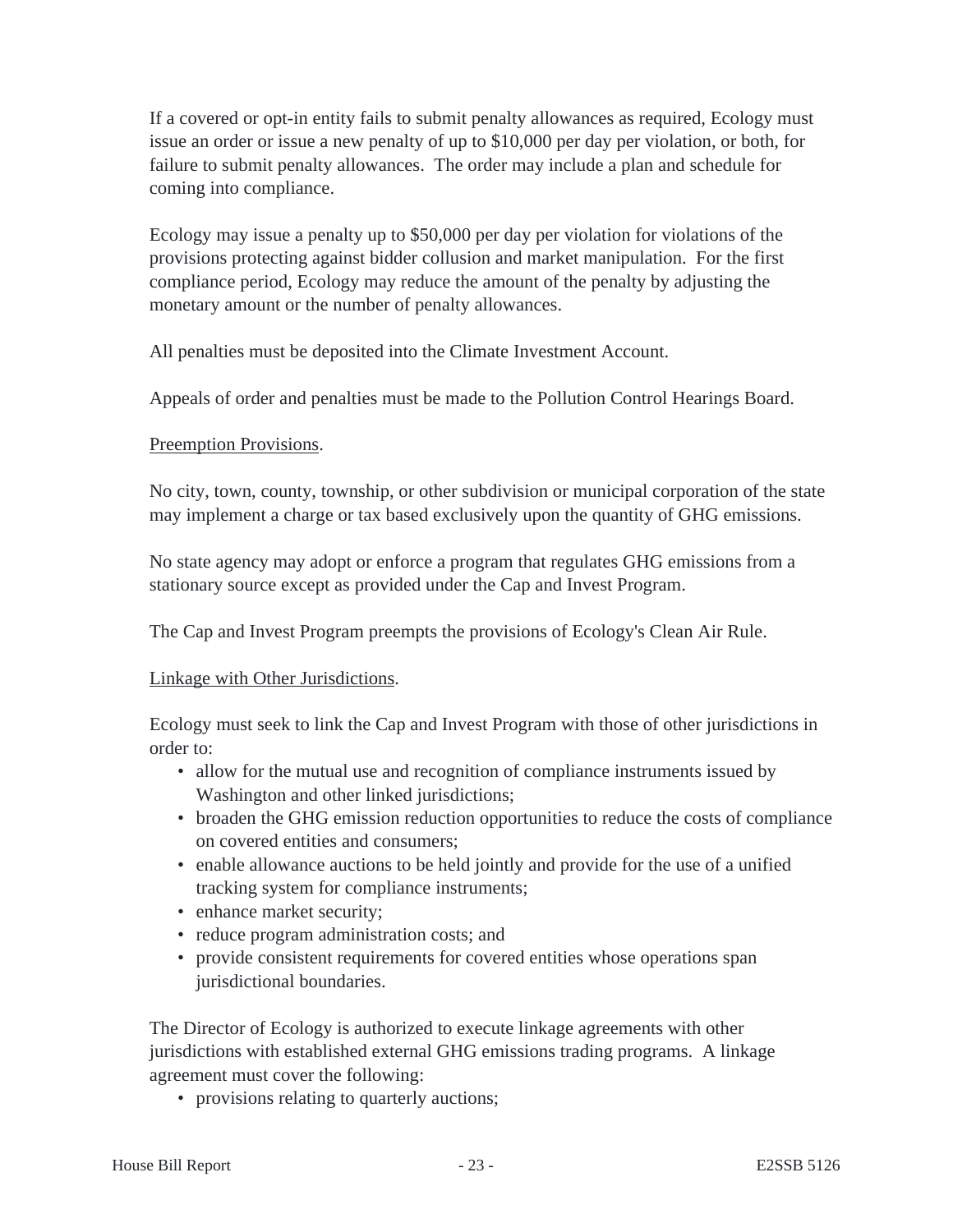If a covered or opt-in entity fails to submit penalty allowances as required, Ecology must issue an order or issue a new penalty of up to $10,000 per day per violation, or both, for failure to submit penalty allowances. The order may include a plan and schedule for coming into compliance.

Ecology may issue a penalty up to $50,000 per day per violation for violations of the provisions protecting against bidder collusion and market manipulation. For the first compliance period, Ecology may reduce the amount of the penalty by adjusting the monetary amount or the number of penalty allowances.

All penalties must be deposited into the Climate Investment Account.

Appeals of order and penalties must be made to the Pollution Control Hearings Board.

Preemption Provisions.

No city, town, county, township, or other subdivision or municipal corporation of the state may implement a charge or tax based exclusively upon the quantity of GHG emissions.

No state agency may adopt or enforce a program that regulates GHG emissions from a stationary source except as provided under the Cap and Invest Program.

The Cap and Invest Program preempts the provisions of Ecology's Clean Air Rule.

Linkage with Other Jurisdictions.

Ecology must seek to link the Cap and Invest Program with those of other jurisdictions in order to:

- allow for the mutual use and recognition of compliance instruments issued by Washington and other linked jurisdictions;
- broaden the GHG emission reduction opportunities to reduce the costs of compliance on covered entities and consumers;
- enable allowance auctions to be held jointly and provide for the use of a unified tracking system for compliance instruments;
- enhance market security;
- reduce program administration costs; and
- provide consistent requirements for covered entities whose operations span jurisdictional boundaries.

The Director of Ecology is authorized to execute linkage agreements with other jurisdictions with established external GHG emissions trading programs. A linkage agreement must cover the following:

- provisions relating to quarterly auctions;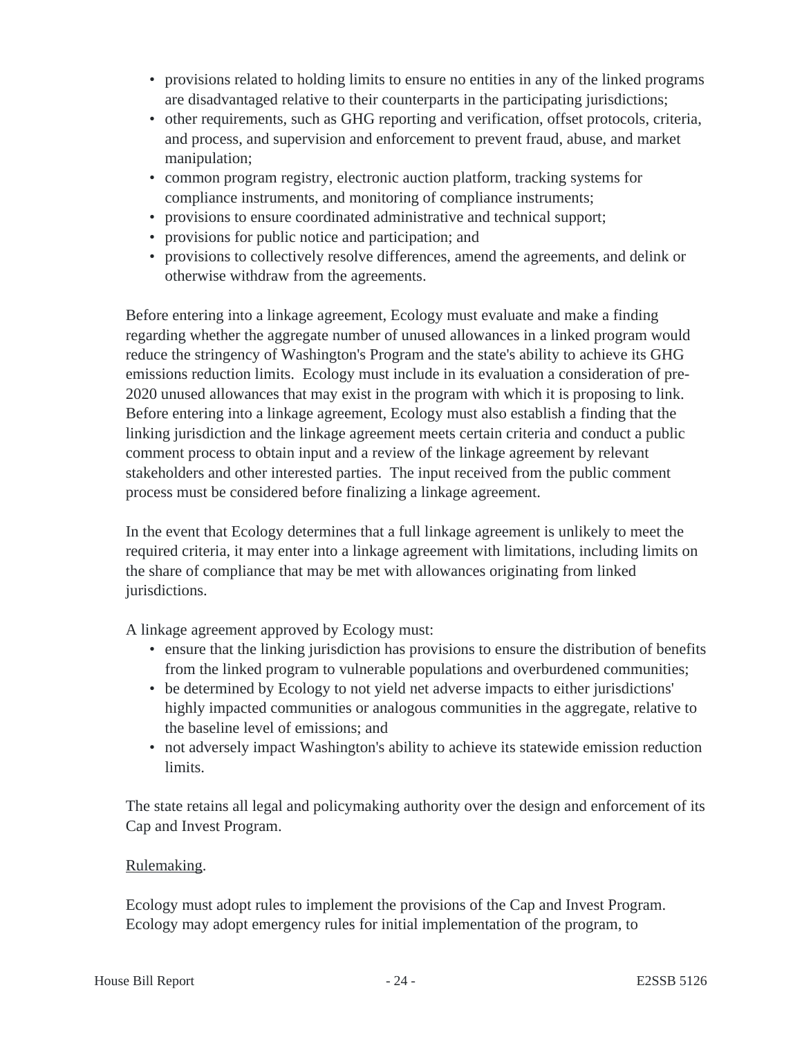- provisions related to holding limits to ensure no entities in any of the linked programs are disadvantaged relative to their counterparts in the participating jurisdictions;
- other requirements, such as GHG reporting and verification, offset protocols, criteria, and process, and supervision and enforcement to prevent fraud, abuse, and market manipulation;
- common program registry, electronic auction platform, tracking systems for compliance instruments, and monitoring of compliance instruments;
- provisions to ensure coordinated administrative and technical support;
- provisions for public notice and participation; and
- provisions to collectively resolve differences, amend the agreements, and delink or otherwise withdraw from the agreements.

Before entering into a linkage agreement, Ecology must evaluate and make a finding regarding whether the aggregate number of unused allowances in a linked program would reduce the stringency of Washington's Program and the state's ability to achieve its GHG emissions reduction limits. Ecology must include in its evaluation a consideration of pre-2020 unused allowances that may exist in the program with which it is proposing to link. Before entering into a linkage agreement, Ecology must also establish a finding that the linking jurisdiction and the linkage agreement meets certain criteria and conduct a public comment process to obtain input and a review of the linkage agreement by relevant stakeholders and other interested parties. The input received from the public comment process must be considered before finalizing a linkage agreement.

In the event that Ecology determines that a full linkage agreement is unlikely to meet the required criteria, it may enter into a linkage agreement with limitations, including limits on the share of compliance that may be met with allowances originating from linked jurisdictions.

A linkage agreement approved by Ecology must:

- ensure that the linking jurisdiction has provisions to ensure the distribution of benefits from the linked program to vulnerable populations and overburdened communities;
- be determined by Ecology to not yield net adverse impacts to either jurisdictions' highly impacted communities or analogous communities in the aggregate, relative to the baseline level of emissions; and
- not adversely impact Washington's ability to achieve its statewide emission reduction limits.

The state retains all legal and policymaking authority over the design and enforcement of its Cap and Invest Program.

Rulemaking.

Ecology must adopt rules to implement the provisions of the Cap and Invest Program. Ecology may adopt emergency rules for initial implementation of the program, to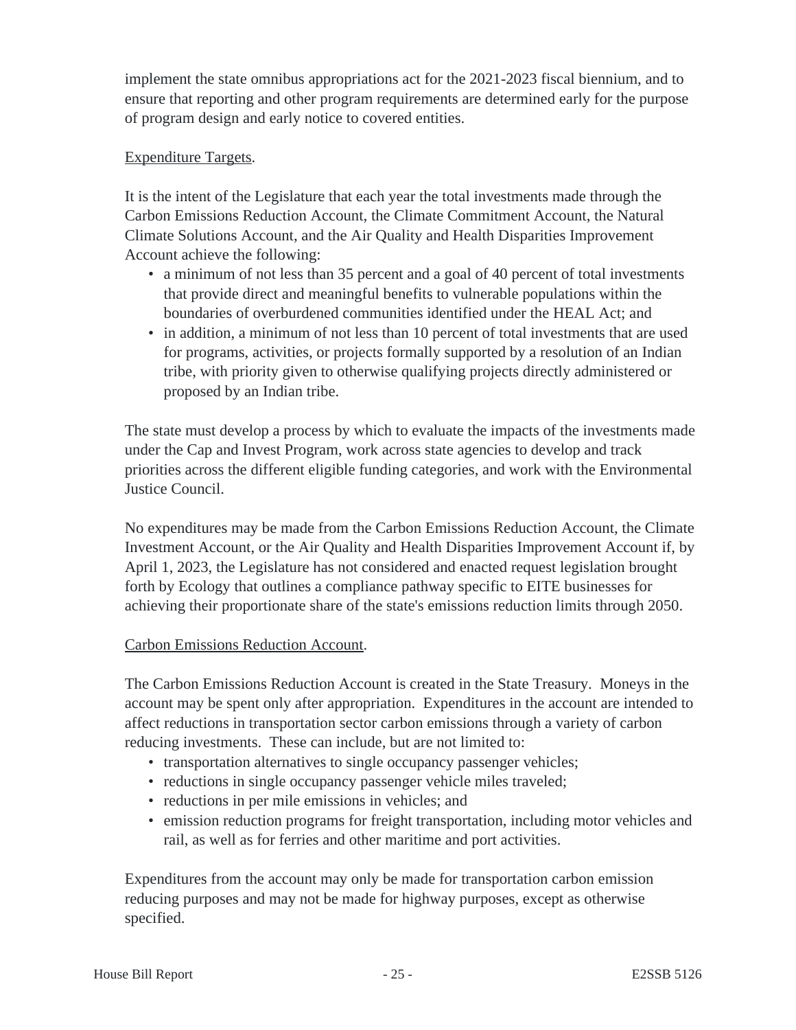implement the state omnibus appropriations act for the 2021-2023 fiscal biennium, and to ensure that reporting and other program requirements are determined early for the purpose of program design and early notice to covered entities.

Expenditure Targets.

It is the intent of the Legislature that each year the total investments made through the Carbon Emissions Reduction Account, the Climate Commitment Account, the Natural Climate Solutions Account, and the Air Quality and Health Disparities Improvement Account achieve the following:

- a minimum of not less than 35 percent and a goal of 40 percent of total investments that provide direct and meaningful benefits to vulnerable populations within the boundaries of overburdened communities identified under the HEAL Act; and
- in addition, a minimum of not less than 10 percent of total investments that are used for programs, activities, or projects formally supported by a resolution of an Indian tribe, with priority given to otherwise qualifying projects directly administered or proposed by an Indian tribe.

The state must develop a process by which to evaluate the impacts of the investments made under the Cap and Invest Program, work across state agencies to develop and track priorities across the different eligible funding categories, and work with the Environmental Justice Council.

No expenditures may be made from the Carbon Emissions Reduction Account, the Climate Investment Account, or the Air Quality and Health Disparities Improvement Account if, by April 1, 2023, the Legislature has not considered and enacted request legislation brought forth by Ecology that outlines a compliance pathway specific to EITE businesses for achieving their proportionate share of the state's emissions reduction limits through 2050.

Carbon Emissions Reduction Account.

The Carbon Emissions Reduction Account is created in the State Treasury. Moneys in the account may be spent only after appropriation. Expenditures in the account are intended to affect reductions in transportation sector carbon emissions through a variety of carbon reducing investments. These can include, but are not limited to:

- transportation alternatives to single occupancy passenger vehicles;
- reductions in single occupancy passenger vehicle miles traveled;
- reductions in per mile emissions in vehicles; and
- emission reduction programs for freight transportation, including motor vehicles and rail, as well as for ferries and other maritime and port activities.

Expenditures from the account may only be made for transportation carbon emission reducing purposes and may not be made for highway purposes, except as otherwise specified.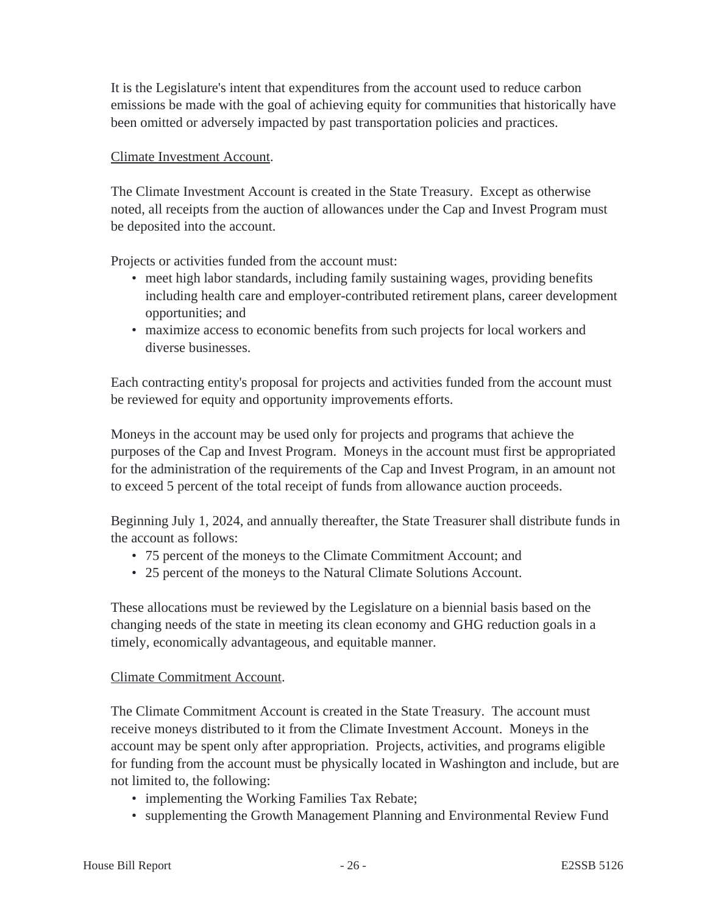It is the Legislature's intent that expenditures from the account used to reduce carbon emissions be made with the goal of achieving equity for communities that historically have been omitted or adversely impacted by past transportation policies and practices.

Climate Investment Account.

The Climate Investment Account is created in the State Treasury. Except as otherwise noted, all receipts from the auction of allowances under the Cap and Invest Program must be deposited into the account.

Projects or activities funded from the account must:

- meet high labor standards, including family sustaining wages, providing benefits including health care and employer-contributed retirement plans, career development opportunities; and
- maximize access to economic benefits from such projects for local workers and diverse businesses.

Each contracting entity's proposal for projects and activities funded from the account must be reviewed for equity and opportunity improvements efforts.

Moneys in the account may be used only for projects and programs that achieve the purposes of the Cap and Invest Program. Moneys in the account must first be appropriated for the administration of the requirements of the Cap and Invest Program, in an amount not to exceed 5 percent of the total receipt of funds from allowance auction proceeds.

Beginning July 1, 2024, and annually thereafter, the State Treasurer shall distribute funds in the account as follows:

- 75 percent of the moneys to the Climate Commitment Account; and
- 25 percent of the moneys to the Natural Climate Solutions Account.

These allocations must be reviewed by the Legislature on a biennial basis based on the changing needs of the state in meeting its clean economy and GHG reduction goals in a timely, economically advantageous, and equitable manner.

Climate Commitment Account.

The Climate Commitment Account is created in the State Treasury. The account must receive moneys distributed to it from the Climate Investment Account. Moneys in the account may be spent only after appropriation. Projects, activities, and programs eligible for funding from the account must be physically located in Washington and include, but are not limited to, the following:

- implementing the Working Families Tax Rebate;
- supplementing the Growth Management Planning and Environmental Review Fund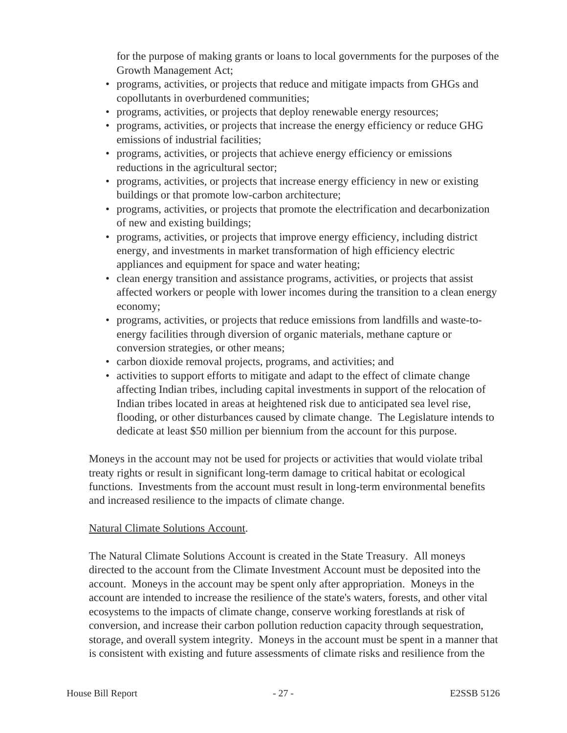for the purpose of making grants or loans to local governments for the purposes of the Growth Management Act;

- programs, activities, or projects that reduce and mitigate impacts from GHGs and copollutants in overburdened communities;
- programs, activities, or projects that deploy renewable energy resources;
- programs, activities, or projects that increase the energy efficiency or reduce GHG emissions of industrial facilities;
- programs, activities, or projects that achieve energy efficiency or emissions reductions in the agricultural sector;
- programs, activities, or projects that increase energy efficiency in new or existing buildings or that promote low-carbon architecture;
- programs, activities, or projects that promote the electrification and decarbonization of new and existing buildings;
- programs, activities, or projects that improve energy efficiency, including district energy, and investments in market transformation of high efficiency electric appliances and equipment for space and water heating;
- clean energy transition and assistance programs, activities, or projects that assist affected workers or people with lower incomes during the transition to a clean energy economy;
- programs, activities, or projects that reduce emissions from landfills and waste-to-energy facilities through diversion of organic materials, methane capture or conversion strategies, or other means;
- carbon dioxide removal projects, programs, and activities; and
- activities to support efforts to mitigate and adapt to the effect of climate change affecting Indian tribes, including capital investments in support of the relocation of Indian tribes located in areas at heightened risk due to anticipated sea level rise, flooding, or other disturbances caused by climate change. The Legislature intends to dedicate at least $50 million per biennium from the account for this purpose.

Moneys in the account may not be used for projects or activities that would violate tribal treaty rights or result in significant long-term damage to critical habitat or ecological functions. Investments from the account must result in long-term environmental benefits and increased resilience to the impacts of climate change.

Natural Climate Solutions Account.

The Natural Climate Solutions Account is created in the State Treasury. All moneys directed to the account from the Climate Investment Account must be deposited into the account. Moneys in the account may be spent only after appropriation. Moneys in the account are intended to increase the resilience of the state's waters, forests, and other vital ecosystems to the impacts of climate change, conserve working forestlands at risk of conversion, and increase their carbon pollution reduction capacity through sequestration, storage, and overall system integrity. Moneys in the account must be spent in a manner that is consistent with existing and future assessments of climate risks and resilience from the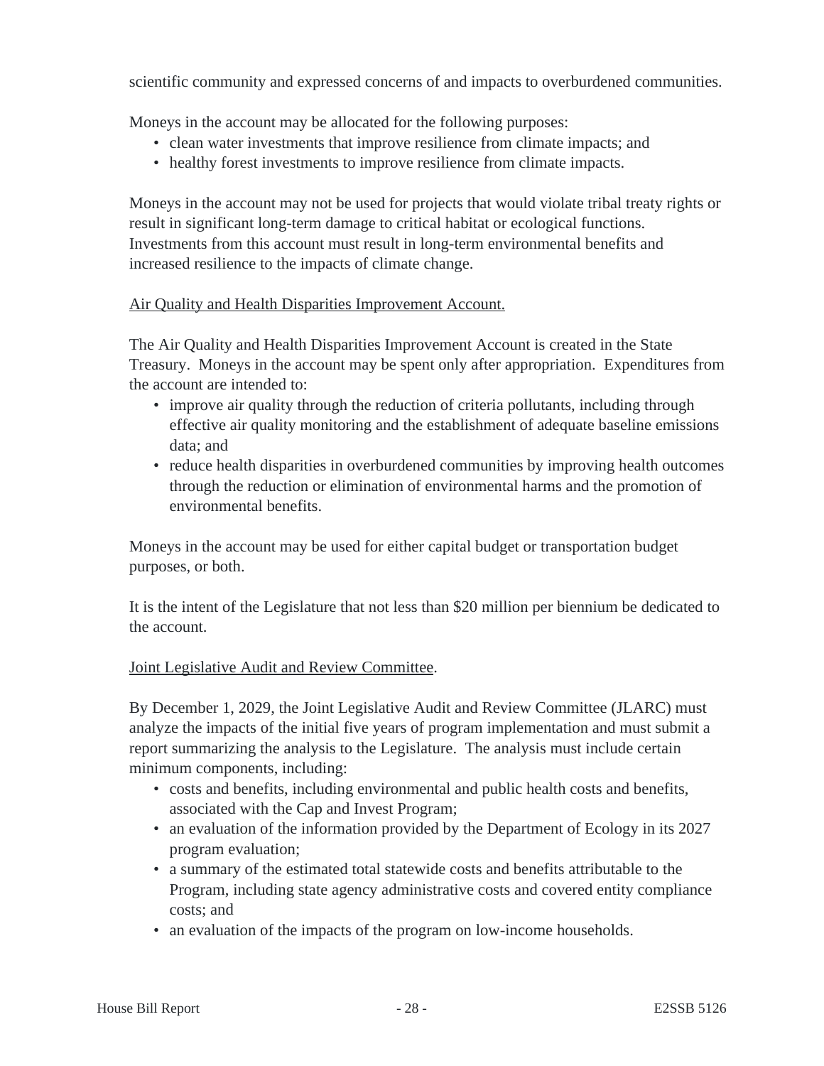scientific community and expressed concerns of and impacts to overburdened communities.

Moneys in the account may be allocated for the following purposes:

- clean water investments that improve resilience from climate impacts; and
- healthy forest investments to improve resilience from climate impacts.

Moneys in the account may not be used for projects that would violate tribal treaty rights or result in significant long-term damage to critical habitat or ecological functions. Investments from this account must result in long-term environmental benefits and increased resilience to the impacts of climate change.

<u>Air Quality and Health Disparities Improvement Account.</u>

The Air Quality and Health Disparities Improvement Account is created in the State Treasury. Moneys in the account may be spent only after appropriation. Expenditures from the account are intended to:

- improve air quality through the reduction of criteria pollutants, including through effective air quality monitoring and the establishment of adequate baseline emissions data; and
- reduce health disparities in overburdened communities by improving health outcomes through the reduction or elimination of environmental harms and the promotion of environmental benefits.

Moneys in the account may be used for either capital budget or transportation budget purposes, or both.

It is the intent of the Legislature that not less than $20 million per biennium be dedicated to the account.

<u>Joint Legislative Audit and Review Committee</u>.

By December 1, 2029, the Joint Legislative Audit and Review Committee (JLARC) must analyze the impacts of the initial five years of program implementation and must submit a report summarizing the analysis to the Legislature. The analysis must include certain minimum components, including:

- costs and benefits, including environmental and public health costs and benefits, associated with the Cap and Invest Program;
- an evaluation of the information provided by the Department of Ecology in its 2027 program evaluation;
- a summary of the estimated total statewide costs and benefits attributable to the Program, including state agency administrative costs and covered entity compliance costs; and
- an evaluation of the impacts of the program on low-income households.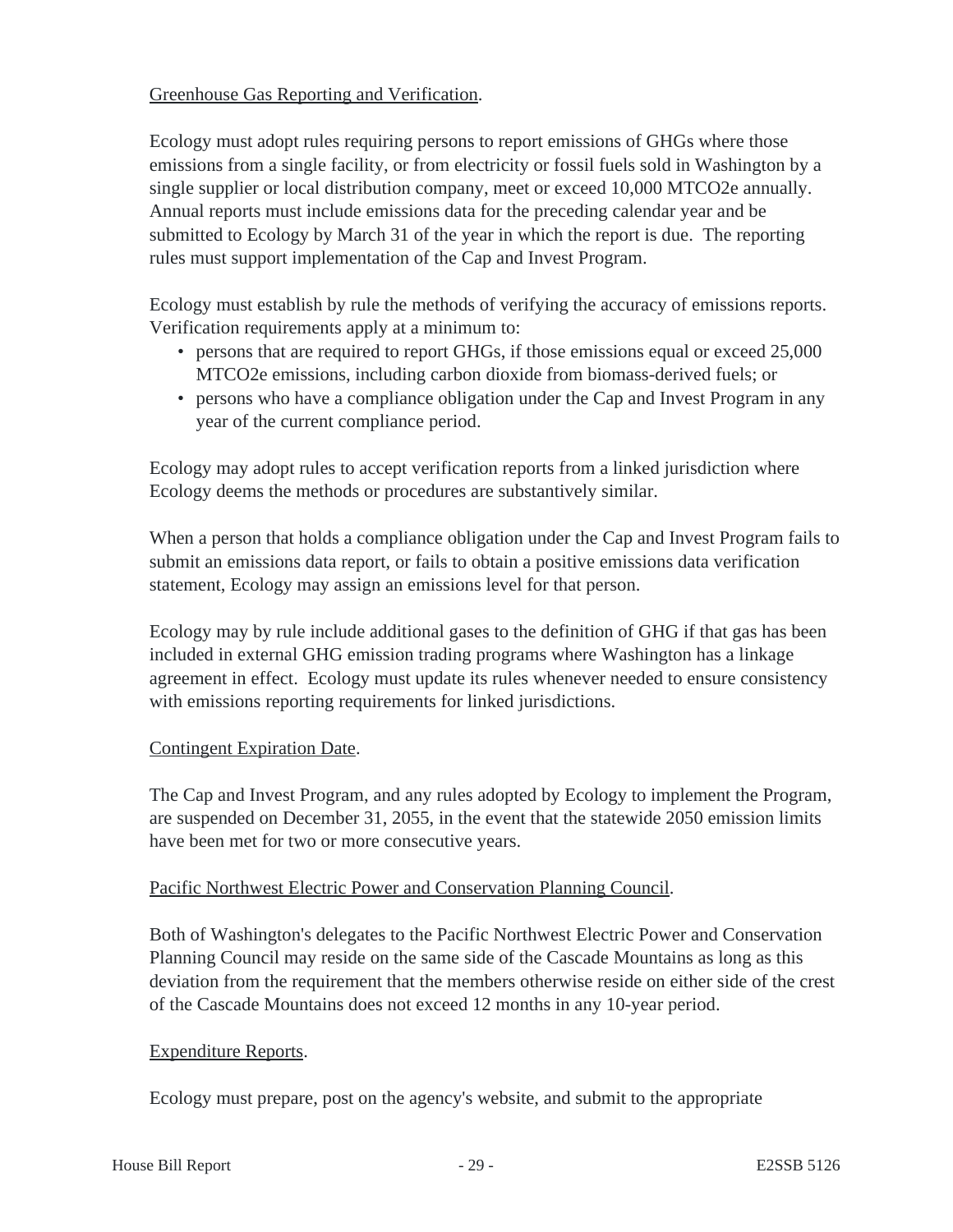Greenhouse Gas Reporting and Verification.

Ecology must adopt rules requiring persons to report emissions of GHGs where those emissions from a single facility, or from electricity or fossil fuels sold in Washington by a single supplier or local distribution company, meet or exceed 10,000 MTCO2e annually. Annual reports must include emissions data for the preceding calendar year and be submitted to Ecology by March 31 of the year in which the report is due. The reporting rules must support implementation of the Cap and Invest Program.

Ecology must establish by rule the methods of verifying the accuracy of emissions reports. Verification requirements apply at a minimum to:

- persons that are required to report GHGs, if those emissions equal or exceed 25,000 MTCO2e emissions, including carbon dioxide from biomass-derived fuels; or
- persons who have a compliance obligation under the Cap and Invest Program in any year of the current compliance period.

Ecology may adopt rules to accept verification reports from a linked jurisdiction where Ecology deems the methods or procedures are substantively similar.

When a person that holds a compliance obligation under the Cap and Invest Program fails to submit an emissions data report, or fails to obtain a positive emissions data verification statement, Ecology may assign an emissions level for that person.

Ecology may by rule include additional gases to the definition of GHG if that gas has been included in external GHG emission trading programs where Washington has a linkage agreement in effect. Ecology must update its rules whenever needed to ensure consistency with emissions reporting requirements for linked jurisdictions.

Contingent Expiration Date.

The Cap and Invest Program, and any rules adopted by Ecology to implement the Program, are suspended on December 31, 2055, in the event that the statewide 2050 emission limits have been met for two or more consecutive years.

Pacific Northwest Electric Power and Conservation Planning Council.

Both of Washington's delegates to the Pacific Northwest Electric Power and Conservation Planning Council may reside on the same side of the Cascade Mountains as long as this deviation from the requirement that the members otherwise reside on either side of the crest of the Cascade Mountains does not exceed 12 months in any 10-year period.

Expenditure Reports.

Ecology must prepare, post on the agency's website, and submit to the appropriate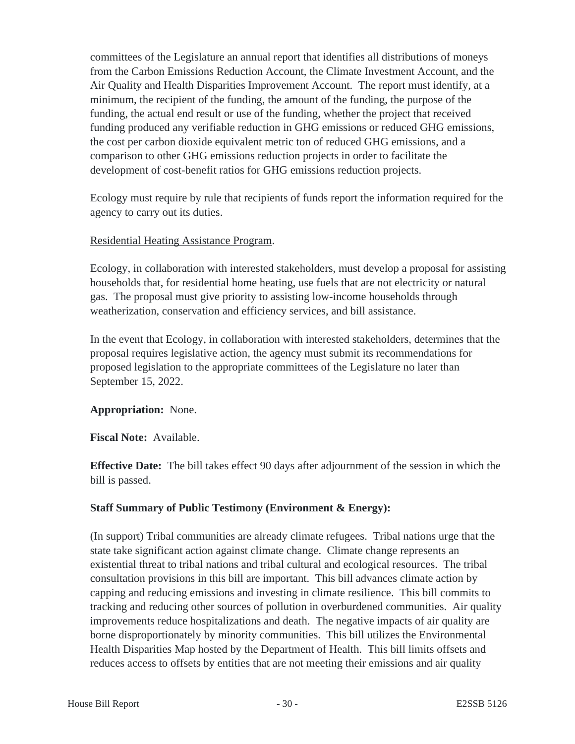committees of the Legislature an annual report that identifies all distributions of moneys from the Carbon Emissions Reduction Account, the Climate Investment Account, and the Air Quality and Health Disparities Improvement Account. The report must identify, at a minimum, the recipient of the funding, the amount of the funding, the purpose of the funding, the actual end result or use of the funding, whether the project that received funding produced any verifiable reduction in GHG emissions or reduced GHG emissions, the cost per carbon dioxide equivalent metric ton of reduced GHG emissions, and a comparison to other GHG emissions reduction projects in order to facilitate the development of cost-benefit ratios for GHG emissions reduction projects.

Ecology must require by rule that recipients of funds report the information required for the agency to carry out its duties.

Residential Heating Assistance Program.

Ecology, in collaboration with interested stakeholders, must develop a proposal for assisting households that, for residential home heating, use fuels that are not electricity or natural gas. The proposal must give priority to assisting low-income households through weatherization, conservation and efficiency services, and bill assistance.

In the event that Ecology, in collaboration with interested stakeholders, determines that the proposal requires legislative action, the agency must submit its recommendations for proposed legislation to the appropriate committees of the Legislature no later than September 15, 2022.

**Appropriation:** None.

**Fiscal Note:** Available.

**Effective Date:** The bill takes effect 90 days after adjournment of the session in which the bill is passed.

**Staff Summary of Public Testimony (Environment & Energy):**

(In support) Tribal communities are already climate refugees. Tribal nations urge that the state take significant action against climate change. Climate change represents an existential threat to tribal nations and tribal cultural and ecological resources. The tribal consultation provisions in this bill are important. This bill advances climate action by capping and reducing emissions and investing in climate resilience. This bill commits to tracking and reducing other sources of pollution in overburdened communities. Air quality improvements reduce hospitalizations and death. The negative impacts of air quality are borne disproportionately by minority communities. This bill utilizes the Environmental Health Disparities Map hosted by the Department of Health. This bill limits offsets and reduces access to offsets by entities that are not meeting their emissions and air quality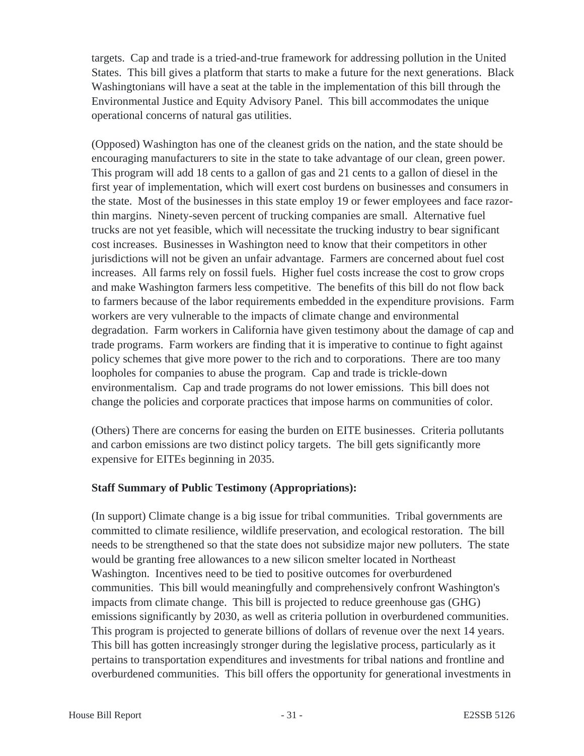targets. Cap and trade is a tried-and-true framework for addressing pollution in the United States. This bill gives a platform that starts to make a future for the next generations. Black Washingtonians will have a seat at the table in the implementation of this bill through the Environmental Justice and Equity Advisory Panel. This bill accommodates the unique operational concerns of natural gas utilities.

(Opposed) Washington has one of the cleanest grids on the nation, and the state should be encouraging manufacturers to site in the state to take advantage of our clean, green power. This program will add 18 cents to a gallon of gas and 21 cents to a gallon of diesel in the first year of implementation, which will exert cost burdens on businesses and consumers in the state. Most of the businesses in this state employ 19 or fewer employees and face razor-thin margins. Ninety-seven percent of trucking companies are small. Alternative fuel trucks are not yet feasible, which will necessitate the trucking industry to bear significant cost increases. Businesses in Washington need to know that their competitors in other jurisdictions will not be given an unfair advantage. Farmers are concerned about fuel cost increases. All farms rely on fossil fuels. Higher fuel costs increase the cost to grow crops and make Washington farmers less competitive. The benefits of this bill do not flow back to farmers because of the labor requirements embedded in the expenditure provisions. Farm workers are very vulnerable to the impacts of climate change and environmental degradation. Farm workers in California have given testimony about the damage of cap and trade programs. Farm workers are finding that it is imperative to continue to fight against policy schemes that give more power to the rich and to corporations. There are too many loopholes for companies to abuse the program. Cap and trade is trickle-down environmentalism. Cap and trade programs do not lower emissions. This bill does not change the policies and corporate practices that impose harms on communities of color.

(Others) There are concerns for easing the burden on EITE businesses. Criteria pollutants and carbon emissions are two distinct policy targets. The bill gets significantly more expensive for EITEs beginning in 2035.

**Staff Summary of Public Testimony (Appropriations):**

(In support) Climate change is a big issue for tribal communities. Tribal governments are committed to climate resilience, wildlife preservation, and ecological restoration. The bill needs to be strengthened so that the state does not subsidize major new polluters. The state would be granting free allowances to a new silicon smelter located in Northeast Washington. Incentives need to be tied to positive outcomes for overburdened communities. This bill would meaningfully and comprehensively confront Washington's impacts from climate change. This bill is projected to reduce greenhouse gas (GHG) emissions significantly by 2030, as well as criteria pollution in overburdened communities. This program is projected to generate billions of dollars of revenue over the next 14 years. This bill has gotten increasingly stronger during the legislative process, particularly as it pertains to transportation expenditures and investments for tribal nations and frontline and overburdened communities. This bill offers the opportunity for generational investments in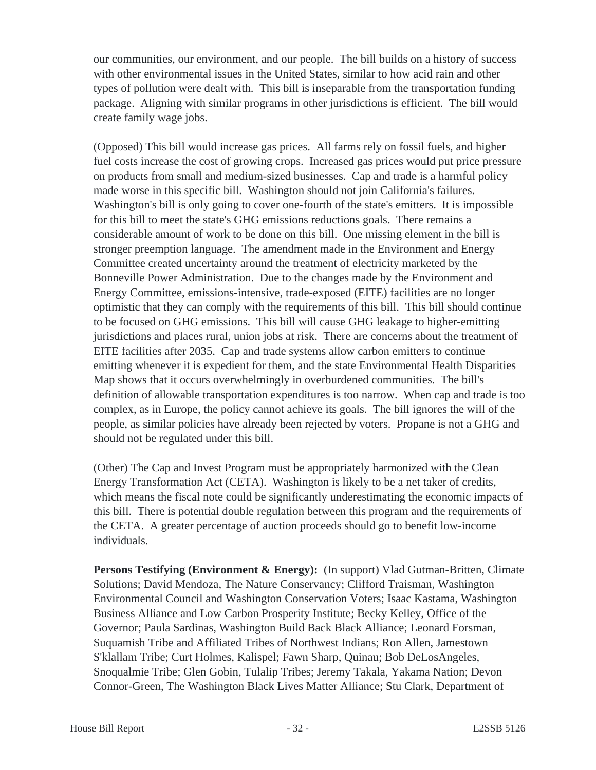our communities, our environment, and our people. The bill builds on a history of success with other environmental issues in the United States, similar to how acid rain and other types of pollution were dealt with. This bill is inseparable from the transportation funding package. Aligning with similar programs in other jurisdictions is efficient. The bill would create family wage jobs.

(Opposed) This bill would increase gas prices. All farms rely on fossil fuels, and higher fuel costs increase the cost of growing crops. Increased gas prices would put price pressure on products from small and medium-sized businesses. Cap and trade is a harmful policy made worse in this specific bill. Washington should not join California's failures. Washington's bill is only going to cover one-fourth of the state's emitters. It is impossible for this bill to meet the state's GHG emissions reductions goals. There remains a considerable amount of work to be done on this bill. One missing element in the bill is stronger preemption language. The amendment made in the Environment and Energy Committee created uncertainty around the treatment of electricity marketed by the Bonneville Power Administration. Due to the changes made by the Environment and Energy Committee, emissions-intensive, trade-exposed (EITE) facilities are no longer optimistic that they can comply with the requirements of this bill. This bill should continue to be focused on GHG emissions. This bill will cause GHG leakage to higher-emitting jurisdictions and places rural, union jobs at risk. There are concerns about the treatment of EITE facilities after 2035. Cap and trade systems allow carbon emitters to continue emitting whenever it is expedient for them, and the state Environmental Health Disparities Map shows that it occurs overwhelmingly in overburdened communities. The bill's definition of allowable transportation expenditures is too narrow. When cap and trade is too complex, as in Europe, the policy cannot achieve its goals. The bill ignores the will of the people, as similar policies have already been rejected by voters. Propane is not a GHG and should not be regulated under this bill.

(Other) The Cap and Invest Program must be appropriately harmonized with the Clean Energy Transformation Act (CETA). Washington is likely to be a net taker of credits, which means the fiscal note could be significantly underestimating the economic impacts of this bill. There is potential double regulation between this program and the requirements of the CETA. A greater percentage of auction proceeds should go to benefit low-income individuals.

**Persons Testifying (Environment & Energy):** (In support) Vlad Gutman-Britten, Climate Solutions; David Mendoza, The Nature Conservancy; Clifford Traisman, Washington Environmental Council and Washington Conservation Voters; Isaac Kastama, Washington Business Alliance and Low Carbon Prosperity Institute; Becky Kelley, Office of the Governor; Paula Sardinas, Washington Build Back Black Alliance; Leonard Forsman, Suquamish Tribe and Affiliated Tribes of Northwest Indians; Ron Allen, Jamestown S'klallam Tribe; Curt Holmes, Kalispel; Fawn Sharp, Quinau; Bob DeLosAngeles, Snoqualmie Tribe; Glen Gobin, Tulalip Tribes; Jeremy Takala, Yakama Nation; Devon Connor-Green, The Washington Black Lives Matter Alliance; Stu Clark, Department of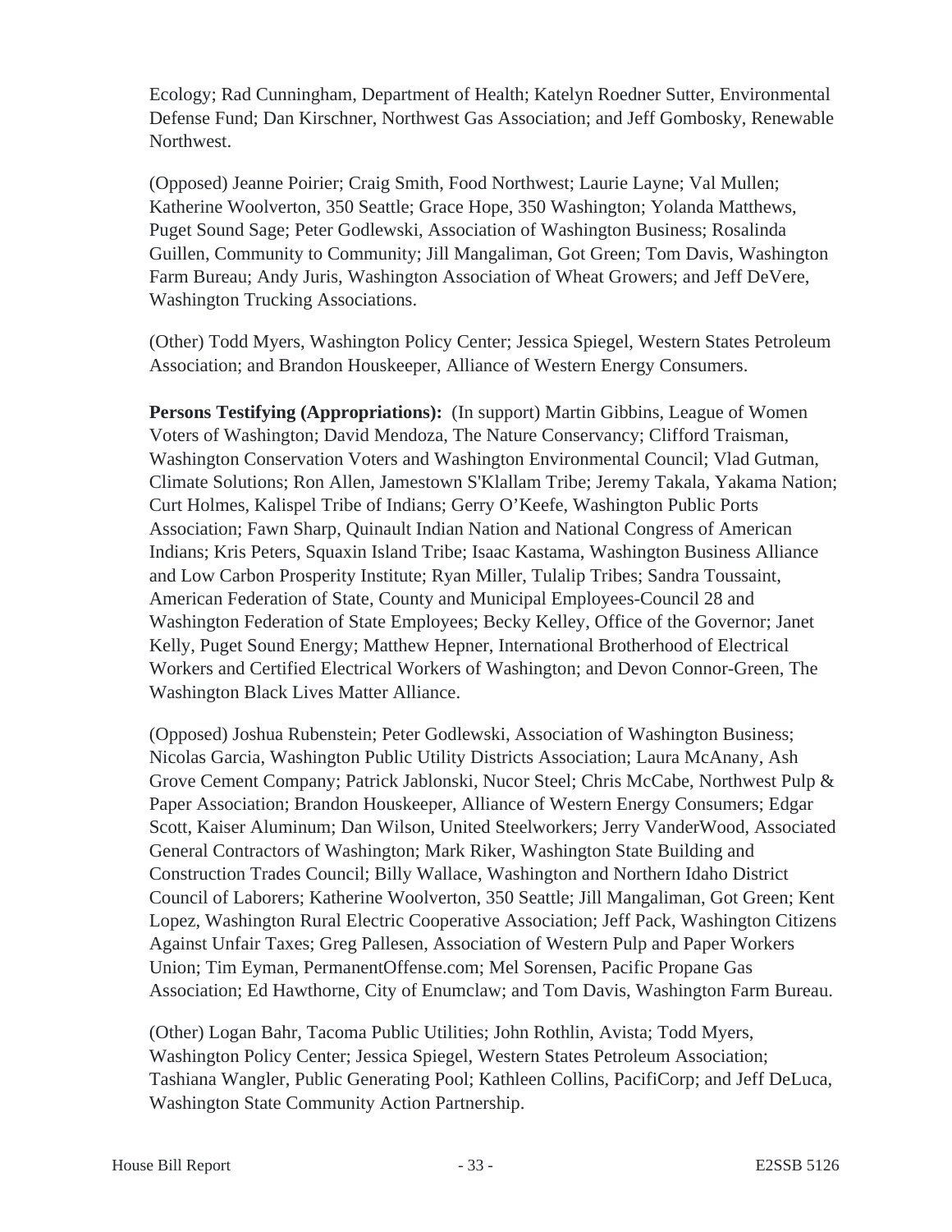Ecology; Rad Cunningham, Department of Health; Katelyn Roedner Sutter, Environmental Defense Fund; Dan Kirschner, Northwest Gas Association; and Jeff Gombosky, Renewable Northwest.

(Opposed) Jeanne Poirier; Craig Smith, Food Northwest; Laurie Layne; Val Mullen; Katherine Woolverton, 350 Seattle; Grace Hope, 350 Washington; Yolanda Matthews, Puget Sound Sage; Peter Godlewski, Association of Washington Business; Rosalinda Guillen, Community to Community; Jill Mangaliman, Got Green; Tom Davis, Washington Farm Bureau; Andy Juris, Washington Association of Wheat Growers; and Jeff DeVere, Washington Trucking Associations.

(Other) Todd Myers, Washington Policy Center; Jessica Spiegel, Western States Petroleum Association; and Brandon Houskeeper, Alliance of Western Energy Consumers.

**Persons Testifying (Appropriations):** (In support) Martin Gibbins, League of Women Voters of Washington; David Mendoza, The Nature Conservancy; Clifford Traisman, Washington Conservation Voters and Washington Environmental Council; Vlad Gutman, Climate Solutions; Ron Allen, Jamestown S'Klallam Tribe; Jeremy Takala, Yakama Nation; Curt Holmes, Kalispel Tribe of Indians; Gerry O'Keefe, Washington Public Ports Association; Fawn Sharp, Quinault Indian Nation and National Congress of American Indians; Kris Peters, Squaxin Island Tribe; Isaac Kastama, Washington Business Alliance and Low Carbon Prosperity Institute; Ryan Miller, Tulalip Tribes; Sandra Toussaint, American Federation of State, County and Municipal Employees-Council 28 and Washington Federation of State Employees; Becky Kelley, Office of the Governor; Janet Kelly, Puget Sound Energy; Matthew Hepner, International Brotherhood of Electrical Workers and Certified Electrical Workers of Washington; and Devon Connor-Green, The Washington Black Lives Matter Alliance.

(Opposed) Joshua Rubenstein; Peter Godlewski, Association of Washington Business; Nicolas Garcia, Washington Public Utility Districts Association; Laura McAnany, Ash Grove Cement Company; Patrick Jablonski, Nucor Steel; Chris McCabe, Northwest Pulp & Paper Association; Brandon Houskeeper, Alliance of Western Energy Consumers; Edgar Scott, Kaiser Aluminum; Dan Wilson, United Steelworkers; Jerry VanderWood, Associated General Contractors of Washington; Mark Riker, Washington State Building and Construction Trades Council; Billy Wallace, Washington and Northern Idaho District Council of Laborers; Katherine Woolverton, 350 Seattle; Jill Mangaliman, Got Green; Kent Lopez, Washington Rural Electric Cooperative Association; Jeff Pack, Washington Citizens Against Unfair Taxes; Greg Pallesen, Association of Western Pulp and Paper Workers Union; Tim Eyman, PermanentOffense.com; Mel Sorensen, Pacific Propane Gas Association; Ed Hawthorne, City of Enumclaw; and Tom Davis, Washington Farm Bureau.

(Other) Logan Bahr, Tacoma Public Utilities; John Rothlin, Avista; Todd Myers, Washington Policy Center; Jessica Spiegel, Western States Petroleum Association; Tashiana Wangler, Public Generating Pool; Kathleen Collins, PacifiCorp; and Jeff DeLuca, Washington State Community Action Partnership.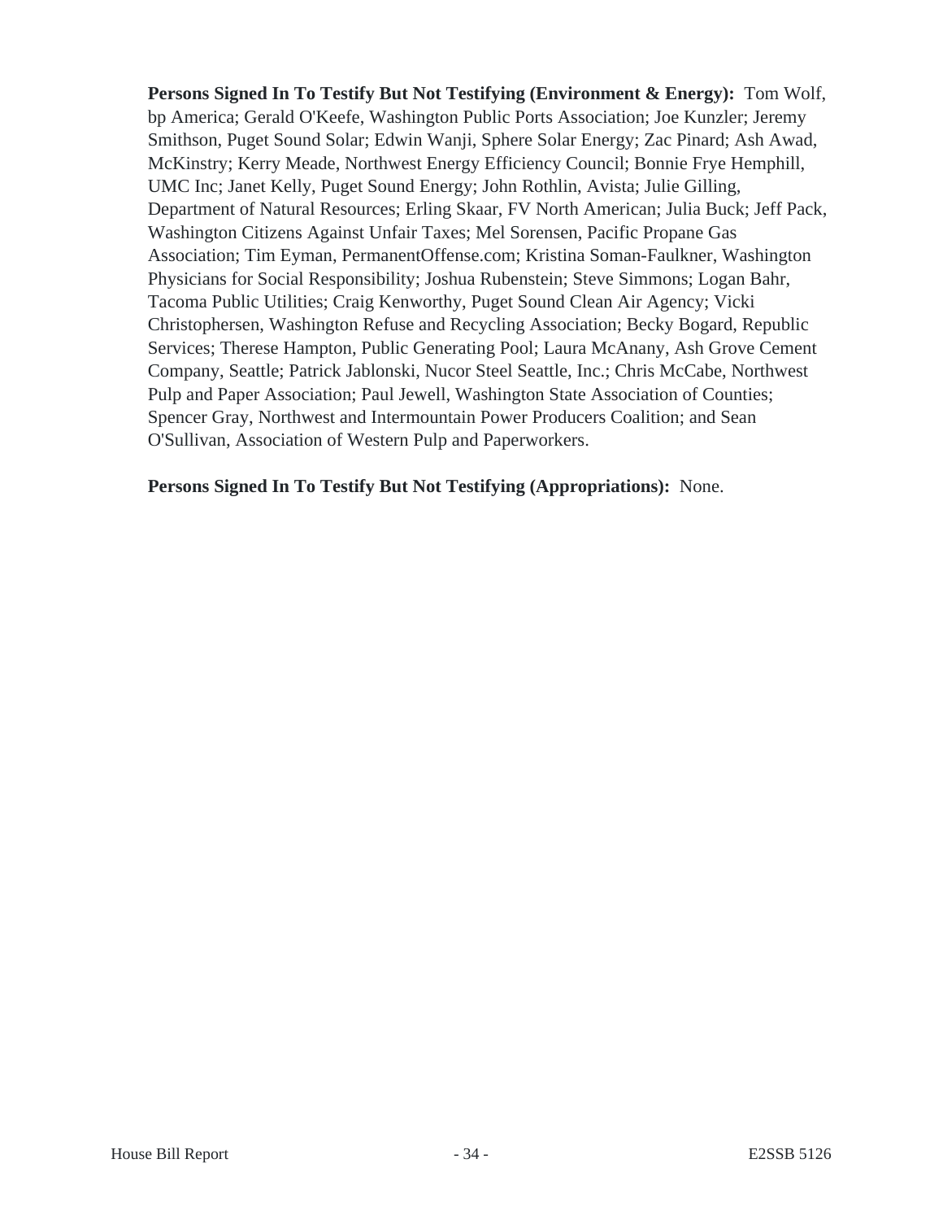**Persons Signed In To Testify But Not Testifying (Environment & Energy):** Tom Wolf, bp America; Gerald O'Keefe, Washington Public Ports Association; Joe Kunzler; Jeremy Smithson, Puget Sound Solar; Edwin Wanji, Sphere Solar Energy; Zac Pinard; Ash Awad, McKinstry; Kerry Meade, Northwest Energy Efficiency Council; Bonnie Frye Hemphill, UMC Inc; Janet Kelly, Puget Sound Energy; John Rothlin, Avista; Julie Gilling, Department of Natural Resources; Erling Skaar, FV North American; Julia Buck; Jeff Pack, Washington Citizens Against Unfair Taxes; Mel Sorensen, Pacific Propane Gas Association; Tim Eyman, PermanentOffense.com; Kristina Soman-Faulkner, Washington Physicians for Social Responsibility; Joshua Rubenstein; Steve Simmons; Logan Bahr, Tacoma Public Utilities; Craig Kenworthy, Puget Sound Clean Air Agency; Vicki Christophersen, Washington Refuse and Recycling Association; Becky Bogard, Republic Services; Therese Hampton, Public Generating Pool; Laura McAnany, Ash Grove Cement Company, Seattle; Patrick Jablonski, Nucor Steel Seattle, Inc.; Chris McCabe, Northwest Pulp and Paper Association; Paul Jewell, Washington State Association of Counties; Spencer Gray, Northwest and Intermountain Power Producers Coalition; and Sean O'Sullivan, Association of Western Pulp and Paperworkers.

**Persons Signed In To Testify But Not Testifying (Appropriations):** None.